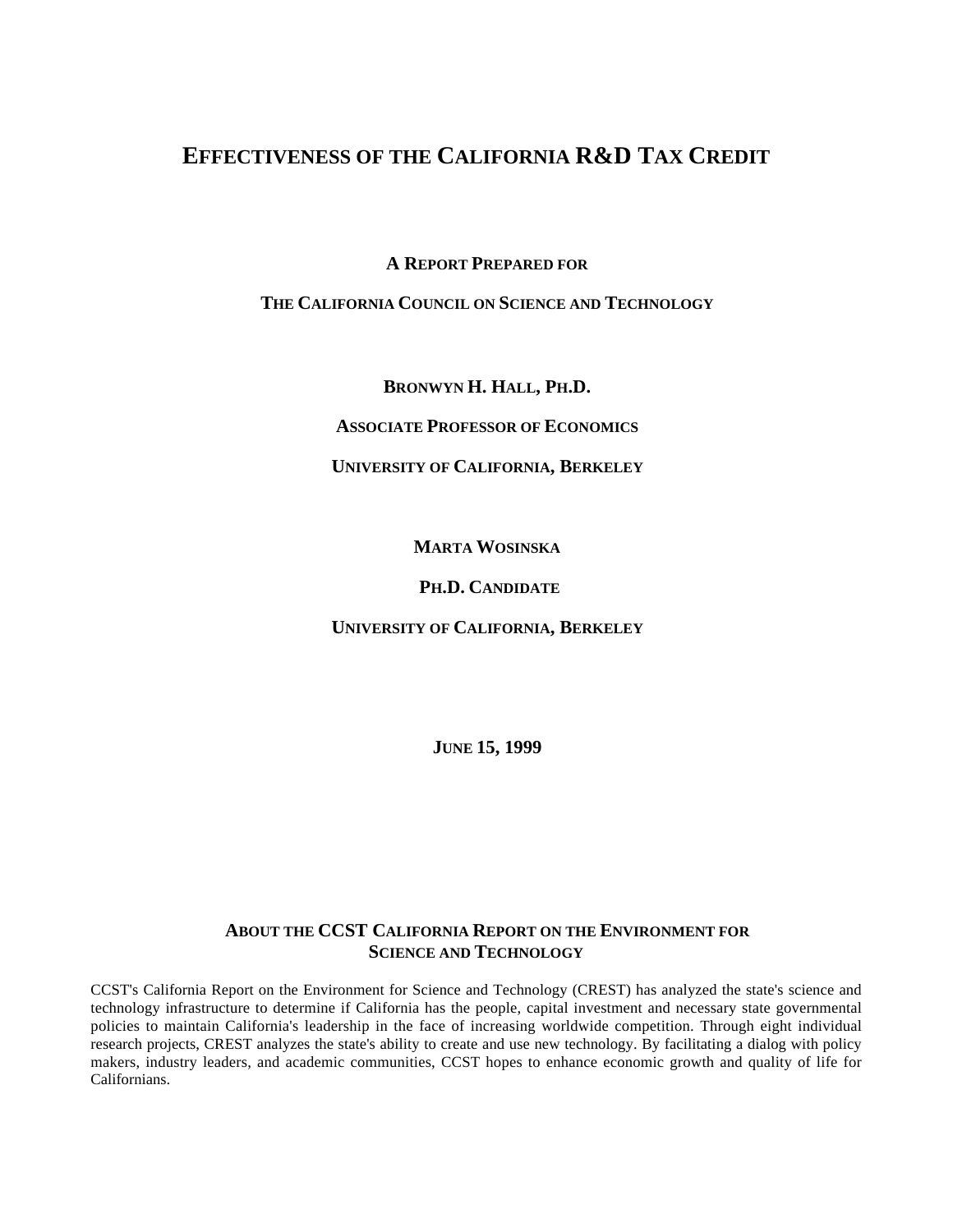# EFFECTIVENESS OF THE CALIFORNIA R&D TAX CREDIT

**A REPORT PREPARED FOR**

**THE CALIFORNIA COUNCIL ON SCIENCE AND TECHNOLOGY**

**BRONWYN H. HALL, PH.D.**

**ASSOCIATE PROFESSOR OF ECONOMICS**

**UNIVERSITY OF CALIFORNIA, BERKELEY**

**MARTA WOSINSKA**

**PH.D. CANDIDATE**

**UNIVERSITY OF CALIFORNIA, BERKELEY**

**JUNE 15, 1999**

## ABOUT THE CCST CALIFORNIA REPORT ON THE ENVIRONMENT FOR SCIENCE AND TECHNOLOGY

CCST's California Report on the Environment for Science and Technology (CREST) has analyzed the state's science and technology infrastructure to determine if California has the people, capital investment and necessary state governmental policies to maintain California's leadership in the face of increasing worldwide competition. Through eight individual research projects, CREST analyzes the state's ability to create and use new technology. By facilitating a dialog with policy makers, industry leaders, and academic communities, CCST hopes to enhance economic growth and quality of life for Californians.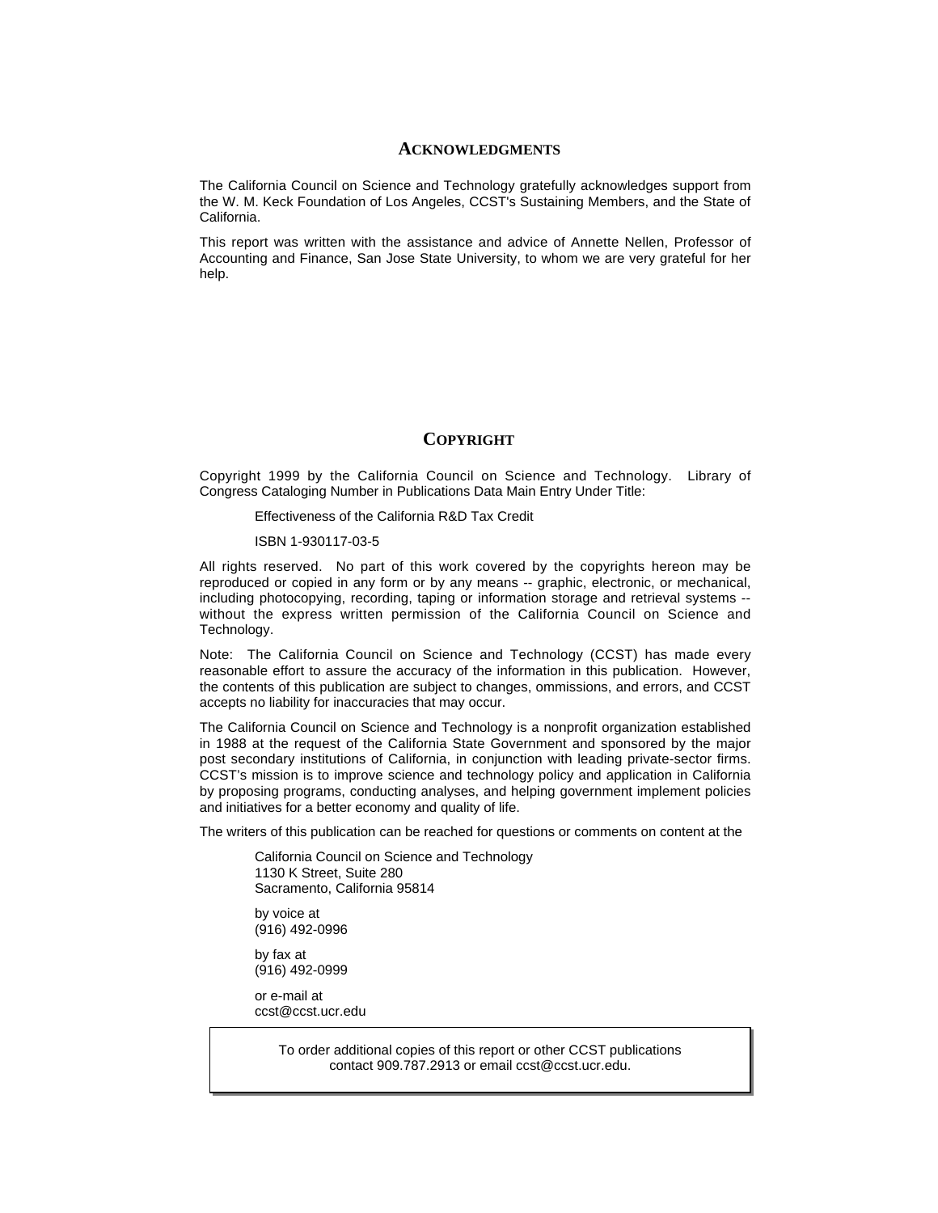## Acknowledgments

The California Council on Science and Technology gratefully acknowledges support from the W. M. Keck Foundation of Los Angeles, CCST's Sustaining Members, and the State of California.

This report was written with the assistance and advice of Annette Nellen, Professor of Accounting and Finance, San Jose State University, to whom we are very grateful for her help.

## Copyright

Copyright 1999 by the California Council on Science and Technology. Library of Congress Cataloging Number in Publications Data Main Entry Under Title:

Effectiveness of the California R&D Tax Credit

ISBN 1-930117-03-5

All rights reserved. No part of this work covered by the copyrights hereon may be reproduced or copied in any form or by any means -- graphic, electronic, or mechanical, including photocopying, recording, taping or information storage and retrieval systems -- without the express written permission of the California Council on Science and Technology.

Note: The California Council on Science and Technology (CCST) has made every reasonable effort to assure the accuracy of the information in this publication. However, the contents of this publication are subject to changes, ommissions, and errors, and CCST accepts no liability for inaccuracies that may occur.

The California Council on Science and Technology is a nonprofit organization established in 1988 at the request of the California State Government and sponsored by the major post secondary institutions of California, in conjunction with leading private-sector firms. CCST's mission is to improve science and technology policy and application in California by proposing programs, conducting analyses, and helping government implement policies and initiatives for a better economy and quality of life.

The writers of this publication can be reached for questions or comments on content at the

California Council on Science and Technology
1130 K Street, Suite 280
Sacramento, California 95814

by voice at
(916) 492-0996

by fax at
(916) 492-0999

or e-mail at
ccst@ccst.ucr.edu

To order additional copies of this report or other CCST publications contact 909.787.2913 or email ccst@ccst.ucr.edu.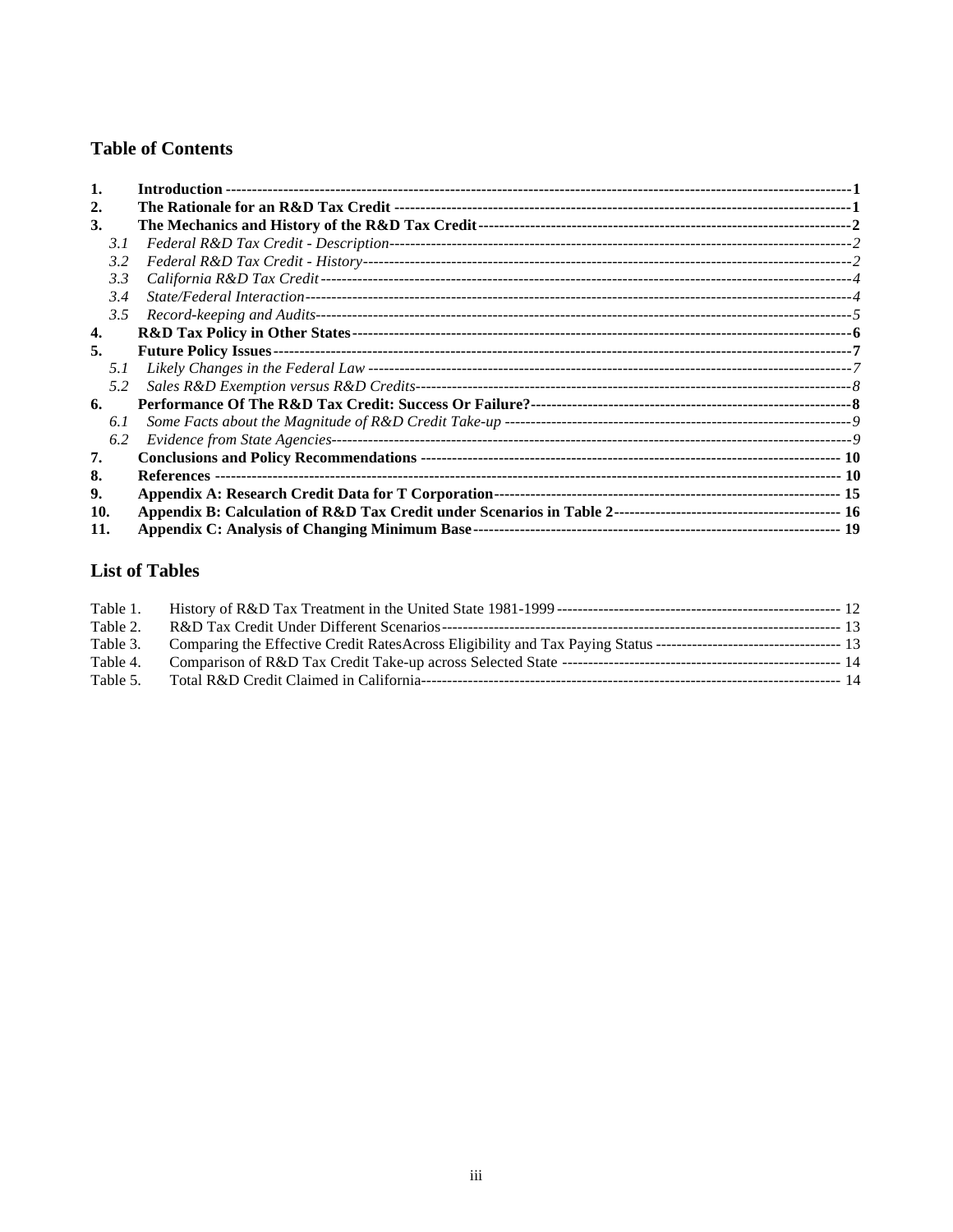## Table of Contents

| | | |
|---|---|---|
| **1.** | **Introduction** | **1** |
| **2.** | **The Rationale for an R&D Tax Credit** | **1** |
| **3.** | **The Mechanics and History of the R&D Tax Credit** | **2** |
| *3.1* | *Federal R&D Tax Credit - Description* | *2* |
| *3.2* | *Federal R&D Tax Credit - History* | *2* |
| *3.3* | *California R&D Tax Credit* | *4* |
| *3.4* | *State/Federal Interaction* | *4* |
| *3.5* | *Record-keeping and Audits* | *5* |
| **4.** | **R&D Tax Policy in Other States** | **6** |
| **5.** | **Future Policy Issues** | **7** |
| *5.1* | *Likely Changes in the Federal Law* | *7* |
| *5.2* | *Sales R&D Exemption versus R&D Credits* | *8* |
| **6.** | **Performance Of The R&D Tax Credit: Success Or Failure?** | **8** |
| *6.1* | *Some Facts about the Magnitude of R&D Credit Take-up* | *9* |
| *6.2* | *Evidence from State Agencies* | *9* |
| **7.** | **Conclusions and Policy Recommendations** | **10** |
| **8.** | **References** | **10** |
| **9.** | **Appendix A: Research Credit Data for T Corporation** | **15** |
| **10.** | **Appendix B: Calculation of R&D Tax Credit under Scenarios in Table 2** | **16** |
| **11.** | **Appendix C: Analysis of Changing Minimum Base** | **19** |

## List of Tables

| | | |
|---|---|---|
| Table 1. | History of R&D Tax Treatment in the United State 1981-1999 | 12 |
| Table 2. | R&D Tax Credit Under Different Scenarios | 13 |
| Table 3. | Comparing the Effective Credit RatesAcross Eligibility and Tax Paying Status | 13 |
| Table 4. | Comparison of R&D Tax Credit Take-up across Selected State | 14 |
| Table 5. | Total R&D Credit Claimed in California | 14 |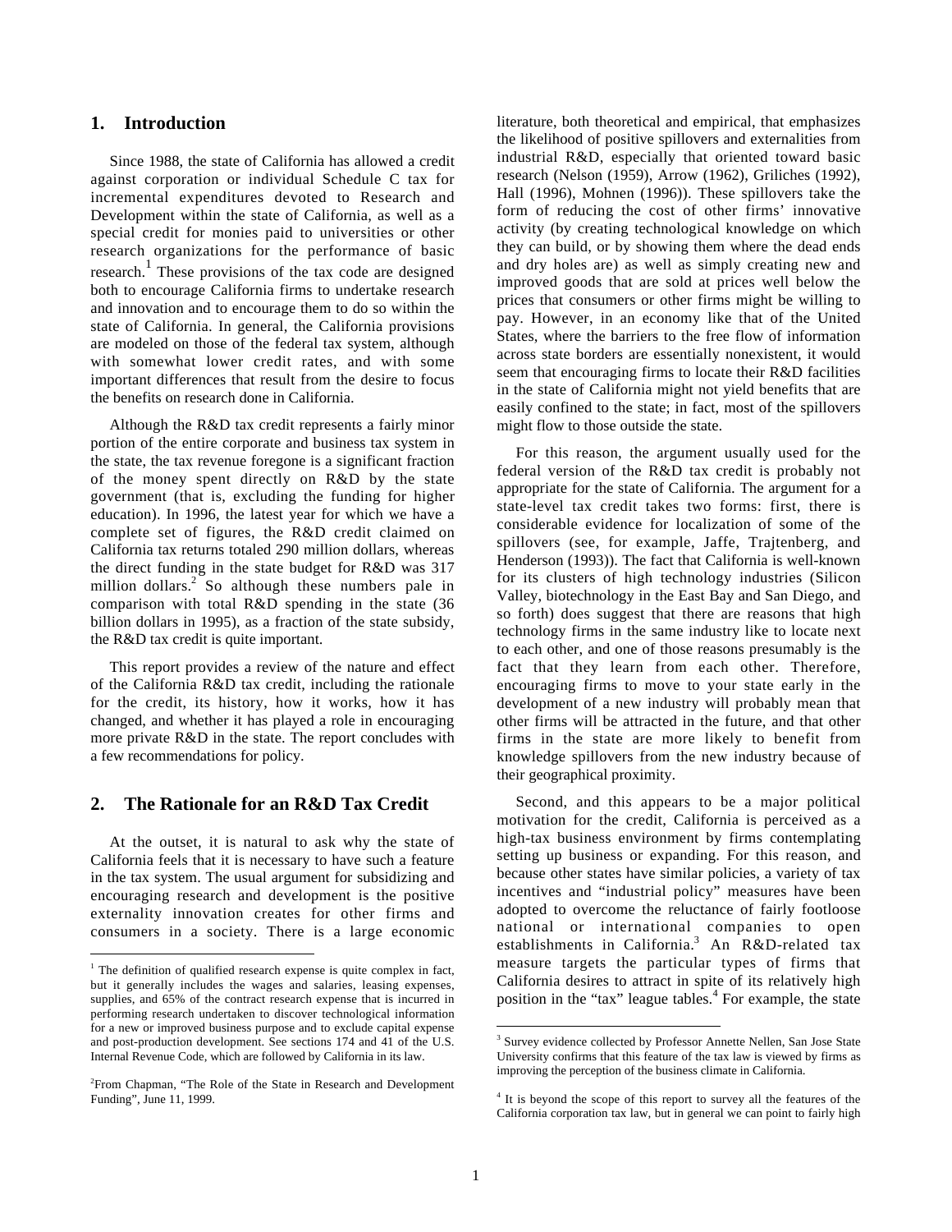## 1. Introduction

Since 1988, the state of California has allowed a credit against corporation or individual Schedule C tax for incremental expenditures devoted to Research and Development within the state of California, as well as a special credit for monies paid to universities or other research organizations for the performance of basic research.[1] These provisions of the tax code are designed both to encourage California firms to undertake research and innovation and to encourage them to do so within the state of California. In general, the California provisions are modeled on those of the federal tax system, although with somewhat lower credit rates, and with some important differences that result from the desire to focus the benefits on research done in California.

Although the R&D tax credit represents a fairly minor portion of the entire corporate and business tax system in the state, the tax revenue foregone is a significant fraction of the money spent directly on R&D by the state government (that is, excluding the funding for higher education). In 1996, the latest year for which we have a complete set of figures, the R&D credit claimed on California tax returns totaled 290 million dollars, whereas the direct funding in the state budget for R&D was 317 million dollars.[2] So although these numbers pale in comparison with total R&D spending in the state (36 billion dollars in 1995), as a fraction of the state subsidy, the R&D tax credit is quite important.

This report provides a review of the nature and effect of the California R&D tax credit, including the rationale for the credit, its history, how it works, how it has changed, and whether it has played a role in encouraging more private R&D in the state. The report concludes with a few recommendations for policy.

## 2. The Rationale for an R&D Tax Credit

At the outset, it is natural to ask why the state of California feels that it is necessary to have such a feature in the tax system. The usual argument for subsidizing and encouraging research and development is the positive externality innovation creates for other firms and consumers in a society. There is a large economic literature, both theoretical and empirical, that emphasizes the likelihood of positive spillovers and externalities from industrial R&D, especially that oriented toward basic research (Nelson (1959), Arrow (1962), Griliches (1992), Hall (1996), Mohnen (1996)). These spillovers take the form of reducing the cost of other firms' innovative activity (by creating technological knowledge on which they can build, or by showing them where the dead ends and dry holes are) as well as simply creating new and improved goods that are sold at prices well below the prices that consumers or other firms might be willing to pay. However, in an economy like that of the United States, where the barriers to the free flow of information across state borders are essentially nonexistent, it would seem that encouraging firms to locate their R&D facilities in the state of California might not yield benefits that are easily confined to the state; in fact, most of the spillovers might flow to those outside the state.

For this reason, the argument usually used for the federal version of the R&D tax credit is probably not appropriate for the state of California. The argument for a state-level tax credit takes two forms: first, there is considerable evidence for localization of some of the spillovers (see, for example, Jaffe, Trajtenberg, and Henderson (1993)). The fact that California is well-known for its clusters of high technology industries (Silicon Valley, biotechnology in the East Bay and San Diego, and so forth) does suggest that there are reasons that high technology firms in the same industry like to locate next to each other, and one of those reasons presumably is the fact that they learn from each other. Therefore, encouraging firms to move to your state early in the development of a new industry will probably mean that other firms will be attracted in the future, and that other firms in the state are more likely to benefit from knowledge spillovers from the new industry because of their geographical proximity.

Second, and this appears to be a major political motivation for the credit, California is perceived as a high-tax business environment by firms contemplating setting up business or expanding. For this reason, and because other states have similar policies, a variety of tax incentives and "industrial policy" measures have been adopted to overcome the reluctance of fairly footloose national or international companies to open establishments in California.[3] An R&D-related tax measure targets the particular types of firms that California desires to attract in spite of its relatively high position in the "tax" league tables.[4] For example, the state

---

[1] The definition of qualified research expense is quite complex in fact, but it generally includes the wages and salaries, leasing expenses, supplies, and 65% of the contract research expense that is incurred in performing research undertaken to discover technological information for a new or improved business purpose and to exclude capital expense and post-production development. See sections 174 and 41 of the U.S. Internal Revenue Code, which are followed by California in its law.

[2] From Chapman, "The Role of the State in Research and Development Funding", June 11, 1999.

[3] Survey evidence collected by Professor Annette Nellen, San Jose State University confirms that this feature of the tax law is viewed by firms as improving the perception of the business climate in California.

[4] It is beyond the scope of this report to survey all the features of the California corporation tax law, but in general we can point to fairly high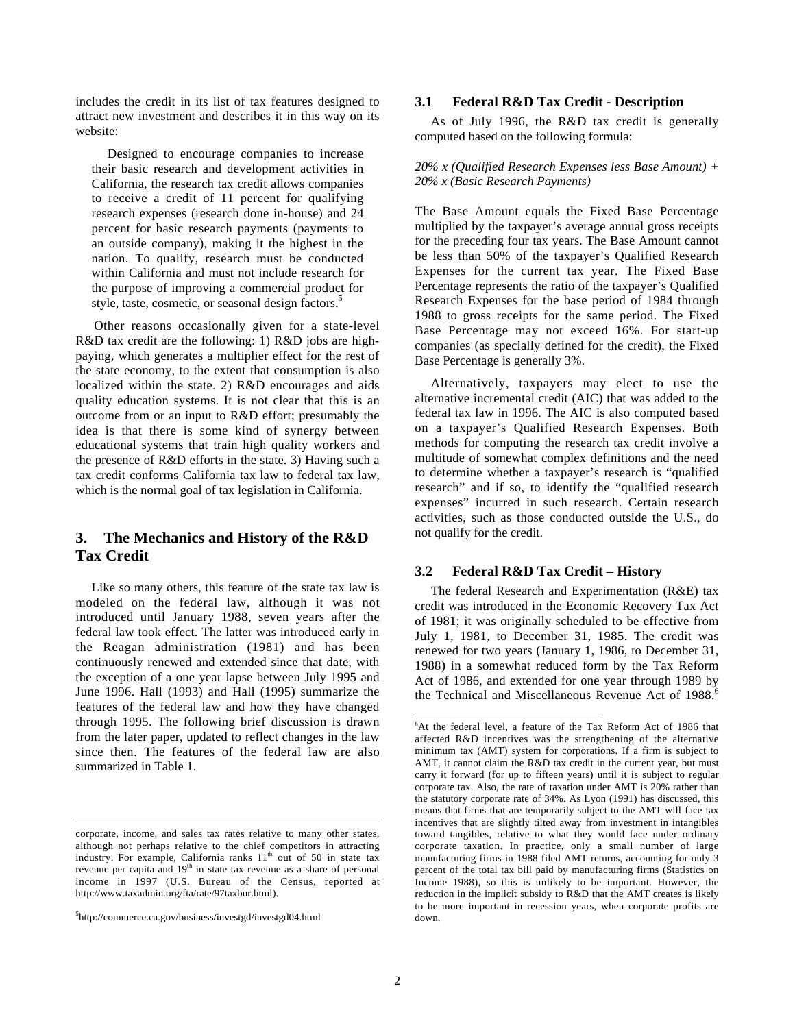includes the credit in its list of tax features designed to attract new investment and describes it in this way on its website:

> Designed to encourage companies to increase their basic research and development activities in California, the research tax credit allows companies to receive a credit of 11 percent for qualifying research expenses (research done in-house) and 24 percent for basic research payments (payments to an outside company), making it the highest in the nation. To qualify, research must be conducted within California and must not include research for the purpose of improving a commercial product for style, taste, cosmetic, or seasonal design factors.[5]

Other reasons occasionally given for a state-level R&D tax credit are the following: 1) R&D jobs are high-paying, which generates a multiplier effect for the rest of the state economy, to the extent that consumption is also localized within the state. 2) R&D encourages and aids quality education systems. It is not clear that this is an outcome from or an input to R&D effort; presumably the idea is that there is some kind of synergy between educational systems that train high quality workers and the presence of R&D efforts in the state. 3) Having such a tax credit conforms California tax law to federal tax law, which is the normal goal of tax legislation in California.

## 3. The Mechanics and History of the R&D Tax Credit

Like so many others, this feature of the state tax law is modeled on the federal law, although it was not introduced until January 1988, seven years after the federal law took effect. The latter was introduced early in the Reagan administration (1981) and has been continuously renewed and extended since that date, with the exception of a one year lapse between July 1995 and June 1996. Hall (1993) and Hall (1995) summarize the features of the federal law and how they have changed through 1995. The following brief discussion is drawn from the later paper, updated to reflect changes in the law since then. The features of the federal law are also summarized in Table 1.

### 3.1 Federal R&D Tax Credit - Description

As of July 1996, the R&D tax credit is generally computed based on the following formula:

*20% x (Qualified Research Expenses less Base Amount) + 20% x (Basic Research Payments)*

The Base Amount equals the Fixed Base Percentage multiplied by the taxpayer's average annual gross receipts for the preceding four tax years. The Base Amount cannot be less than 50% of the taxpayer's Qualified Research Expenses for the current tax year. The Fixed Base Percentage represents the ratio of the taxpayer's Qualified Research Expenses for the base period of 1984 through 1988 to gross receipts for the same period. The Fixed Base Percentage may not exceed 16%. For start-up companies (as specially defined for the credit), the Fixed Base Percentage is generally 3%.

Alternatively, taxpayers may elect to use the alternative incremental credit (AIC) that was added to the federal tax law in 1996. The AIC is also computed based on a taxpayer's Qualified Research Expenses. Both methods for computing the research tax credit involve a multitude of somewhat complex definitions and the need to determine whether a taxpayer's research is "qualified research" and if so, to identify the "qualified research expenses" incurred in such research. Certain research activities, such as those conducted outside the U.S., do not qualify for the credit.

### 3.2 Federal R&D Tax Credit – History

The federal Research and Experimentation (R&E) tax credit was introduced in the Economic Recovery Tax Act of 1981; it was originally scheduled to be effective from July 1, 1981, to December 31, 1985. The credit was renewed for two years (January 1, 1986, to December 31, 1988) in a somewhat reduced form by the Tax Reform Act of 1986, and extended for one year through 1989 by the Technical and Miscellaneous Revenue Act of 1988.[6]

---

corporate, income, and sales tax rates relative to many other states, although not perhaps relative to the chief competitors in attracting industry. For example, California ranks 11th out of 50 in state tax revenue per capita and 19th in state tax revenue as a share of personal income in 1997 (U.S. Bureau of the Census, reported at http://www.taxadmin.org/fta/rate/97taxbur.html).

[5] http://commerce.ca.gov/business/investgd/investgd04.html

[6] At the federal level, a feature of the Tax Reform Act of 1986 that affected R&D incentives was the strengthening of the alternative minimum tax (AMT) system for corporations. If a firm is subject to AMT, it cannot claim the R&D tax credit in the current year, but must carry it forward (for up to fifteen years) until it is subject to regular corporate tax. Also, the rate of taxation under AMT is 20% rather than the statutory corporate rate of 34%. As Lyon (1991) has discussed, this means that firms that are temporarily subject to the AMT will face tax incentives that are slightly tilted away from investment in intangibles toward tangibles, relative to what they would face under ordinary corporate taxation. In practice, only a small number of large manufacturing firms in 1988 filed AMT returns, accounting for only 3 percent of the total tax bill paid by manufacturing firms (Statistics on Income 1988), so this is unlikely to be important. However, the reduction in the implicit subsidy to R&D that the AMT creates is likely to be more important in recession years, when corporate profits are down.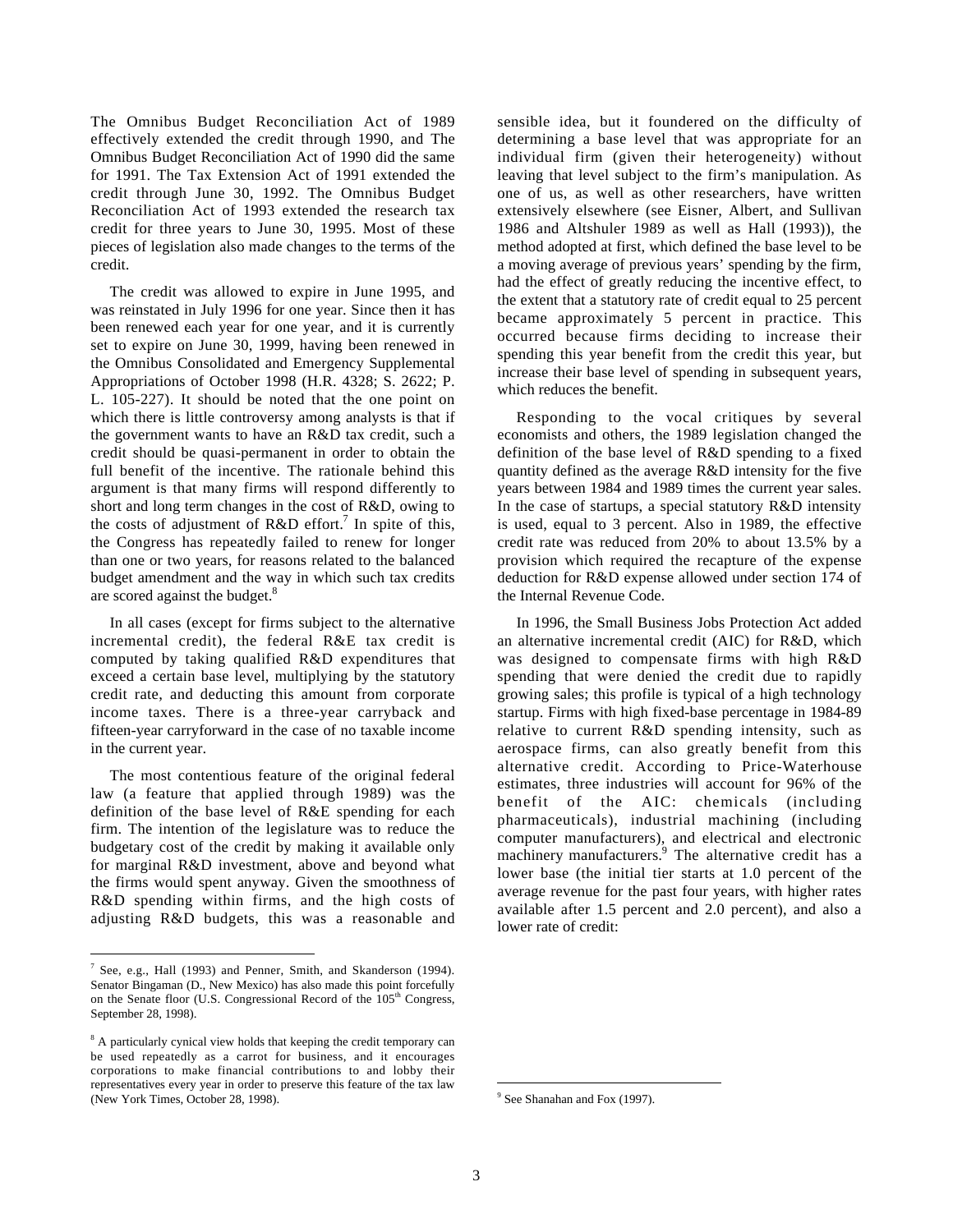The Omnibus Budget Reconciliation Act of 1989 effectively extended the credit through 1990, and The Omnibus Budget Reconciliation Act of 1990 did the same for 1991. The Tax Extension Act of 1991 extended the credit through June 30, 1992. The Omnibus Budget Reconciliation Act of 1993 extended the research tax credit for three years to June 30, 1995. Most of these pieces of legislation also made changes to the terms of the credit.

The credit was allowed to expire in June 1995, and was reinstated in July 1996 for one year. Since then it has been renewed each year for one year, and it is currently set to expire on June 30, 1999, having been renewed in the Omnibus Consolidated and Emergency Supplemental Appropriations of October 1998 (H.R. 4328; S. 2622; P. L. 105-227). It should be noted that the one point on which there is little controversy among analysts is that if the government wants to have an R&D tax credit, such a credit should be quasi-permanent in order to obtain the full benefit of the incentive. The rationale behind this argument is that many firms will respond differently to short and long term changes in the cost of R&D, owing to the costs of adjustment of R&D effort.[7] In spite of this, the Congress has repeatedly failed to renew for longer than one or two years, for reasons related to the balanced budget amendment and the way in which such tax credits are scored against the budget.[8]

In all cases (except for firms subject to the alternative incremental credit), the federal R&E tax credit is computed by taking qualified R&D expenditures that exceed a certain base level, multiplying by the statutory credit rate, and deducting this amount from corporate income taxes. There is a three-year carryback and fifteen-year carryforward in the case of no taxable income in the current year.

The most contentious feature of the original federal law (a feature that applied through 1989) was the definition of the base level of R&E spending for each firm. The intention of the legislature was to reduce the budgetary cost of the credit by making it available only for marginal R&D investment, above and beyond what the firms would spent anyway. Given the smoothness of R&D spending within firms, and the high costs of adjusting R&D budgets, this was a reasonable and sensible idea, but it foundered on the difficulty of determining a base level that was appropriate for an individual firm (given their heterogeneity) without leaving that level subject to the firm's manipulation. As one of us, as well as other researchers, have written extensively elsewhere (see Eisner, Albert, and Sullivan 1986 and Altshuler 1989 as well as Hall (1993)), the method adopted at first, which defined the base level to be a moving average of previous years' spending by the firm, had the effect of greatly reducing the incentive effect, to the extent that a statutory rate of credit equal to 25 percent became approximately 5 percent in practice. This occurred because firms deciding to increase their spending this year benefit from the credit this year, but increase their base level of spending in subsequent years, which reduces the benefit.

Responding to the vocal critiques by several economists and others, the 1989 legislation changed the definition of the base level of R&D spending to a fixed quantity defined as the average R&D intensity for the five years between 1984 and 1989 times the current year sales. In the case of startups, a special statutory R&D intensity is used, equal to 3 percent. Also in 1989, the effective credit rate was reduced from 20% to about 13.5% by a provision which required the recapture of the expense deduction for R&D expense allowed under section 174 of the Internal Revenue Code.

In 1996, the Small Business Jobs Protection Act added an alternative incremental credit (AIC) for R&D, which was designed to compensate firms with high R&D spending that were denied the credit due to rapidly growing sales; this profile is typical of a high technology startup. Firms with high fixed-base percentage in 1984-89 relative to current R&D spending intensity, such as aerospace firms, can also greatly benefit from this alternative credit. According to Price-Waterhouse estimates, three industries will account for 96% of the benefit of the AIC: chemicals (including pharmaceuticals), industrial machining (including computer manufacturers), and electrical and electronic machinery manufacturers.[9] The alternative credit has a lower base (the initial tier starts at 1.0 percent of the average revenue for the past four years, with higher rates available after 1.5 percent and 2.0 percent), and also a lower rate of credit:

---

[7] See, e.g., Hall (1993) and Penner, Smith, and Skanderson (1994). Senator Bingaman (D., New Mexico) has also made this point forcefully on the Senate floor (U.S. Congressional Record of the 105th Congress, September 28, 1998).

[8] A particularly cynical view holds that keeping the credit temporary can be used repeatedly as a carrot for business, and it encourages corporations to make financial contributions to and lobby their representatives every year in order to preserve this feature of the tax law (New York Times, October 28, 1998).

[9] See Shanahan and Fox (1997).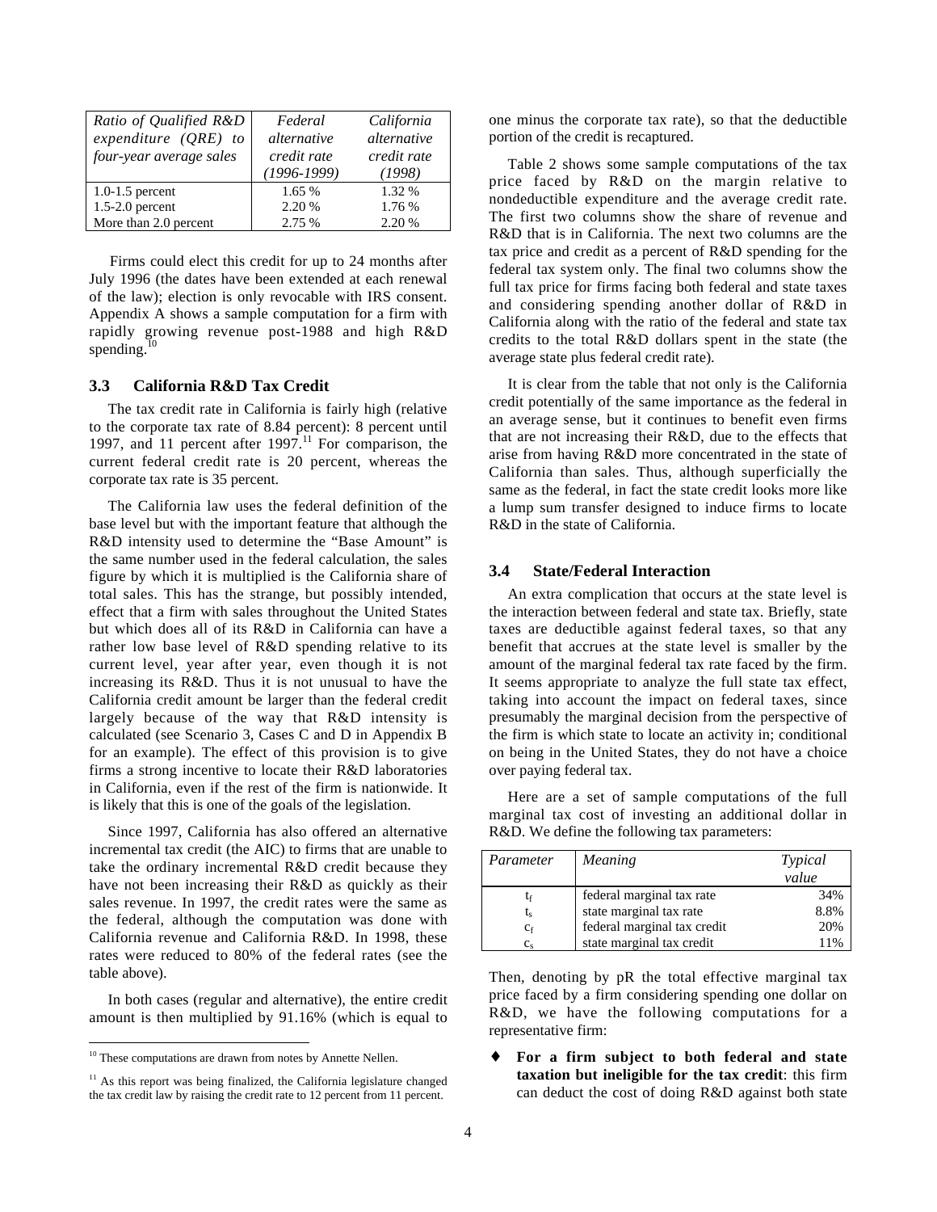| *Ratio of Qualified R&D expenditure (QRE) to four-year average sales* | *Federal alternative credit rate (1996-1999)* | *California alternative credit rate (1998)* |
|---|---|---|
| 1.0-1.5 percent | 1.65 % | 1.32 % |
| 1.5-2.0 percent | 2.20 % | 1.76 % |
| More than 2.0 percent | 2.75 % | 2.20 % |

Firms could elect this credit for up to 24 months after July 1996 (the dates have been extended at each renewal of the law); election is only revocable with IRS consent. Appendix A shows a sample computation for a firm with rapidly growing revenue post-1988 and high R&D spending.[10]

### 3.3 California R&D Tax Credit

The tax credit rate in California is fairly high (relative to the corporate tax rate of 8.84 percent): 8 percent until 1997, and 11 percent after 1997.[11] For comparison, the current federal credit rate is 20 percent, whereas the corporate tax rate is 35 percent.

The California law uses the federal definition of the base level but with the important feature that although the R&D intensity used to determine the "Base Amount" is the same number used in the federal calculation, the sales figure by which it is multiplied is the California share of total sales. This has the strange, but possibly intended, effect that a firm with sales throughout the United States but which does all of its R&D in California can have a rather low base level of R&D spending relative to its current level, year after year, even though it is not increasing its R&D. Thus it is not unusual to have the California credit amount be larger than the federal credit largely because of the way that R&D intensity is calculated (see Scenario 3, Cases C and D in Appendix B for an example). The effect of this provision is to give firms a strong incentive to locate their R&D laboratories in California, even if the rest of the firm is nationwide. It is likely that this is one of the goals of the legislation.

Since 1997, California has also offered an alternative incremental tax credit (the AIC) to firms that are unable to take the ordinary incremental R&D credit because they have not been increasing their R&D as quickly as their sales revenue. In 1997, the credit rates were the same as the federal, although the computation was done with California revenue and California R&D. In 1998, these rates were reduced to 80% of the federal rates (see the table above).

In both cases (regular and alternative), the entire credit amount is then multiplied by 91.16% (which is equal to one minus the corporate tax rate), so that the deductible portion of the credit is recaptured.

Table 2 shows some sample computations of the tax price faced by R&D on the margin relative to nondeductible expenditure and the average credit rate. The first two columns show the share of revenue and R&D that is in California. The next two columns are the tax price and credit as a percent of R&D spending for the federal tax system only. The final two columns show the full tax price for firms facing both federal and state taxes and considering spending another dollar of R&D in California along with the ratio of the federal and state tax credits to the total R&D dollars spent in the state (the average state plus federal credit rate).

It is clear from the table that not only is the California credit potentially of the same importance as the federal in an average sense, but it continues to benefit even firms that are not increasing their R&D, due to the effects that arise from having R&D more concentrated in the state of California than sales. Thus, although superficially the same as the federal, in fact the state credit looks more like a lump sum transfer designed to induce firms to locate R&D in the state of California.

### 3.4 State/Federal Interaction

An extra complication that occurs at the state level is the interaction between federal and state tax. Briefly, state taxes are deductible against federal taxes, so that any benefit that accrues at the state level is smaller by the amount of the marginal federal tax rate faced by the firm. It seems appropriate to analyze the full state tax effect, taking into account the impact on federal taxes, since presumably the marginal decision from the perspective of the firm is which state to locate an activity in; conditional on being in the United States, they do not have a choice over paying federal tax.

Here are a set of sample computations of the full marginal tax cost of investing an additional dollar in R&D. We define the following tax parameters:

| *Parameter* | *Meaning* | *Typical value* |
|---|---|---|
| $t_f$ | federal marginal tax rate | 34% |
| $t_s$ | state marginal tax rate | 8.8% |
| $c_f$ | federal marginal tax credit | 20% |
| $c_s$ | state marginal tax credit | 11% |

Then, denoting by pR the total effective marginal tax price faced by a firm considering spending one dollar on R&D, we have the following computations for a representative firm:

- **For a firm subject to both federal and state taxation but ineligible for the tax credit**: this firm can deduct the cost of doing R&D against both state

[10] These computations are drawn from notes by Annette Nellen.

[11] As this report was being finalized, the California legislature changed the tax credit law by raising the credit rate to 12 percent from 11 percent.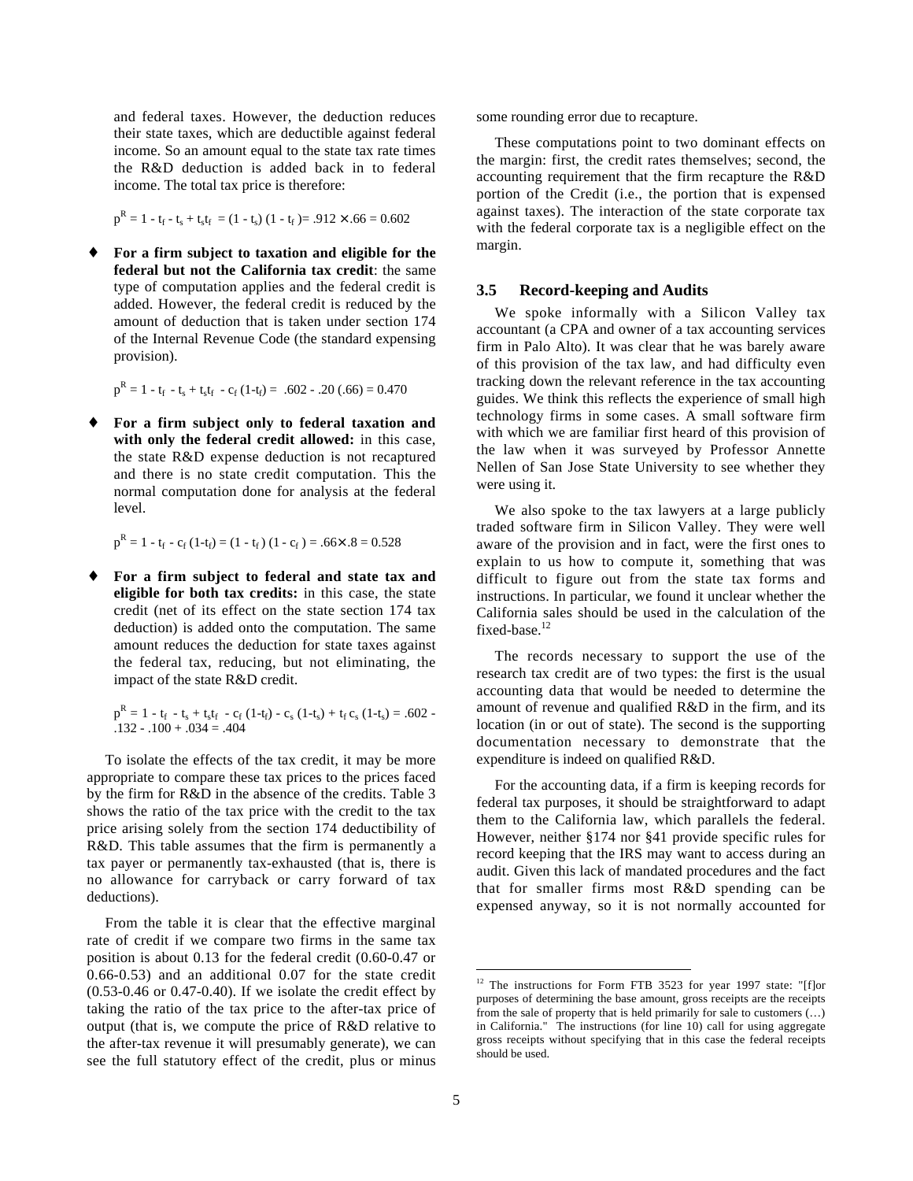and federal taxes. However, the deduction reduces their state taxes, which are deductible against federal income. So an amount equal to the state tax rate times the R&D deduction is added back in to federal income. The total tax price is therefore:

$$p^R = 1 - t_f - t_s + t_s t_f = (1 - t_s)(1 - t_f) = .912 \times .66 = 0.602$$

- **For a firm subject to taxation and eligible for the federal but not the California tax credit**: the same type of computation applies and the federal credit is added. However, the federal credit is reduced by the amount of deduction that is taken under section 174 of the Internal Revenue Code (the standard expensing provision).

$$p^R = 1 - t_f - t_s + t_s t_f - c_f(1-t_f) = .602 - .20(.66) = 0.470$$

- **For a firm subject only to federal taxation and with only the federal credit allowed:** in this case, the state R&D expense deduction is not recaptured and there is no state credit computation. This the normal computation done for analysis at the federal level.

$$p^R = 1 - t_f - c_f(1-t_f) = (1 - t_f)(1 - c_f) = .66 \times .8 = 0.528$$

- **For a firm subject to federal and state tax and eligible for both tax credits:** in this case, the state credit (net of its effect on the state section 174 tax deduction) is added onto the computation. The same amount reduces the deduction for state taxes against the federal tax, reducing, but not eliminating, the impact of the state R&D credit.

$$p^R = 1 - t_f - t_s + t_s t_f - c_f(1-t_f) - c_s(1-t_s) + t_f c_s(1-t_s) = .602 - .132 - .100 + .034 = .404$$

To isolate the effects of the tax credit, it may be more appropriate to compare these tax prices to the prices faced by the firm for R&D in the absence of the credits. Table 3 shows the ratio of the tax price with the credit to the tax price arising solely from the section 174 deductibility of R&D. This table assumes that the firm is permanently a tax payer or permanently tax-exhausted (that is, there is no allowance for carryback or carry forward of tax deductions).

From the table it is clear that the effective marginal rate of credit if we compare two firms in the same tax position is about 0.13 for the federal credit (0.60-0.47 or 0.66-0.53) and an additional 0.07 for the state credit (0.53-0.46 or 0.47-0.40). If we isolate the credit effect by taking the ratio of the tax price to the after-tax price of output (that is, we compute the price of R&D relative to the after-tax revenue it will presumably generate), we can see the full statutory effect of the credit, plus or minus some rounding error due to recapture.

These computations point to two dominant effects on the margin: first, the credit rates themselves; second, the accounting requirement that the firm recapture the R&D portion of the Credit (i.e., the portion that is expensed against taxes). The interaction of the state corporate tax with the federal corporate tax is a negligible effect on the margin.

### 3.5 Record-keeping and Audits

We spoke informally with a Silicon Valley tax accountant (a CPA and owner of a tax accounting services firm in Palo Alto). It was clear that he was barely aware of this provision of the tax law, and had difficulty even tracking down the relevant reference in the tax accounting guides. We think this reflects the experience of small high technology firms in some cases. A small software firm with which we are familiar first heard of this provision of the law when it was surveyed by Professor Annette Nellen of San Jose State University to see whether they were using it.

We also spoke to the tax lawyers at a large publicly traded software firm in Silicon Valley. They were well aware of the provision and in fact, were the first ones to explain to us how to compute it, something that was difficult to figure out from the state tax forms and instructions. In particular, we found it unclear whether the California sales should be used in the calculation of the fixed-base.[12]

The records necessary to support the use of the research tax credit are of two types: the first is the usual accounting data that would be needed to determine the amount of revenue and qualified R&D in the firm, and its location (in or out of state). The second is the supporting documentation necessary to demonstrate that the expenditure is indeed on qualified R&D.

For the accounting data, if a firm is keeping records for federal tax purposes, it should be straightforward to adapt them to the California law, which parallels the federal. However, neither §174 nor §41 provide specific rules for record keeping that the IRS may want to access during an audit. Given this lack of mandated procedures and the fact that for smaller firms most R&D spending can be expensed anyway, so it is not normally accounted for

[12] The instructions for Form FTB 3523 for year 1997 state: "[f]or purposes of determining the base amount, gross receipts are the receipts from the sale of property that is held primarily for sale to customers (…) in California." The instructions (for line 10) call for using aggregate gross receipts without specifying that in this case the federal receipts should be used.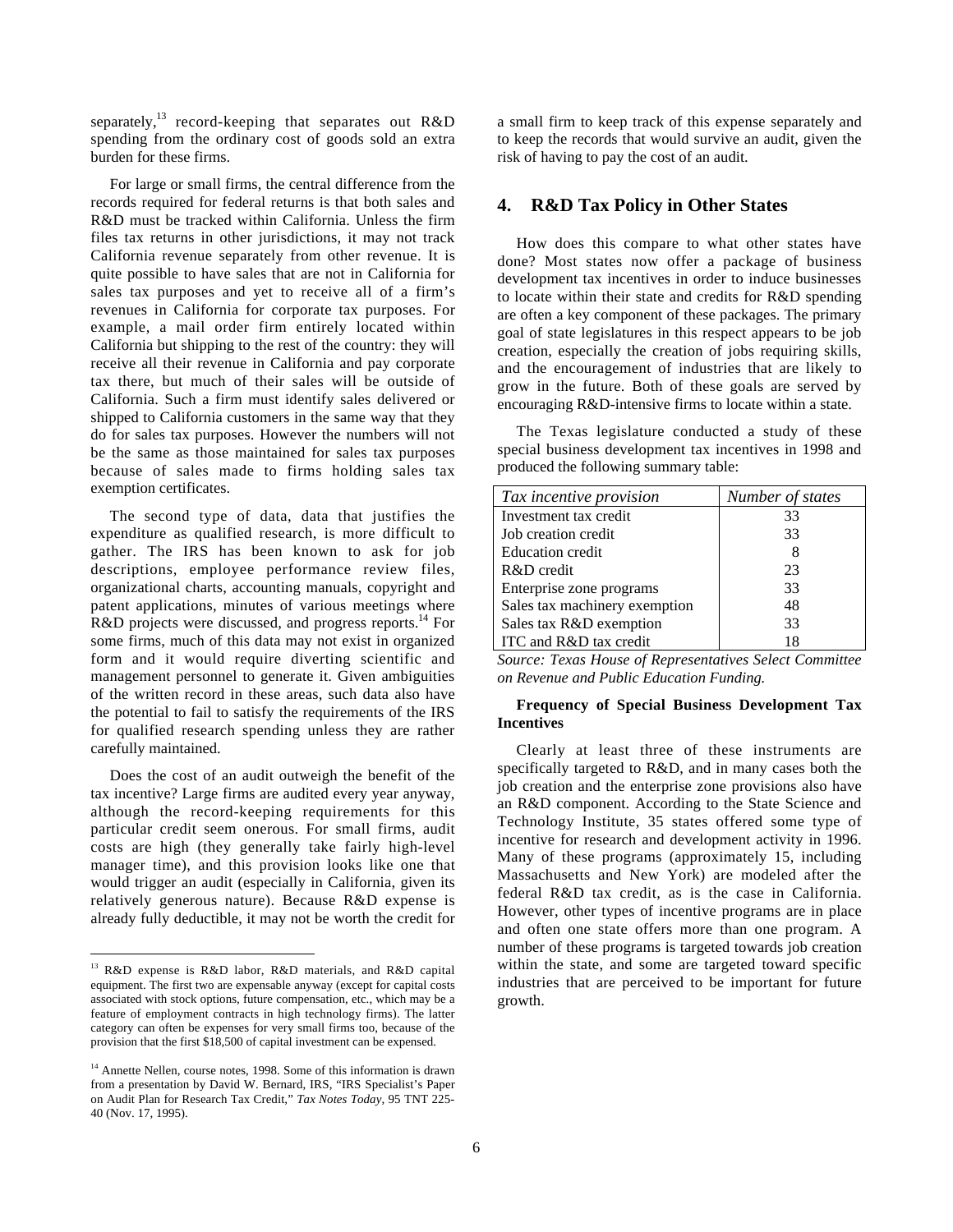separately,[13] record-keeping that separates out R&D spending from the ordinary cost of goods sold an extra burden for these firms.

For large or small firms, the central difference from the records required for federal returns is that both sales and R&D must be tracked within California. Unless the firm files tax returns in other jurisdictions, it may not track California revenue separately from other revenue. It is quite possible to have sales that are not in California for sales tax purposes and yet to receive all of a firm's revenues in California for corporate tax purposes. For example, a mail order firm entirely located within California but shipping to the rest of the country: they will receive all their revenue in California and pay corporate tax there, but much of their sales will be outside of California. Such a firm must identify sales delivered or shipped to California customers in the same way that they do for sales tax purposes. However the numbers will not be the same as those maintained for sales tax purposes because of sales made to firms holding sales tax exemption certificates.

The second type of data, data that justifies the expenditure as qualified research, is more difficult to gather. The IRS has been known to ask for job descriptions, employee performance review files, organizational charts, accounting manuals, copyright and patent applications, minutes of various meetings where R&D projects were discussed, and progress reports.[14] For some firms, much of this data may not exist in organized form and it would require diverting scientific and management personnel to generate it. Given ambiguities of the written record in these areas, such data also have the potential to fail to satisfy the requirements of the IRS for qualified research spending unless they are rather carefully maintained.

Does the cost of an audit outweigh the benefit of the tax incentive? Large firms are audited every year anyway, although the record-keeping requirements for this particular credit seem onerous. For small firms, audit costs are high (they generally take fairly high-level manager time), and this provision looks like one that would trigger an audit (especially in California, given its relatively generous nature). Because R&D expense is already fully deductible, it may not be worth the credit for a small firm to keep track of this expense separately and to keep the records that would survive an audit, given the risk of having to pay the cost of an audit.

## 4. R&D Tax Policy in Other States

How does this compare to what other states have done? Most states now offer a package of business development tax incentives in order to induce businesses to locate within their state and credits for R&D spending are often a key component of these packages. The primary goal of state legislatures in this respect appears to be job creation, especially the creation of jobs requiring skills, and the encouragement of industries that are likely to grow in the future. Both of these goals are served by encouraging R&D-intensive firms to locate within a state.

The Texas legislature conducted a study of these special business development tax incentives in 1998 and produced the following summary table:

| *Tax incentive provision* | *Number of states* |
|---|---|
| Investment tax credit | 33 |
| Job creation credit | 33 |
| Education credit | 8 |
| R&D credit | 23 |
| Enterprise zone programs | 33 |
| Sales tax machinery exemption | 48 |
| Sales tax R&D exemption | 33 |
| ITC and R&D tax credit | 18 |

*Source: Texas House of Representatives Select Committee on Revenue and Public Education Funding.*

**Frequency of Special Business Development Tax Incentives**

Clearly at least three of these instruments are specifically targeted to R&D, and in many cases both the job creation and the enterprise zone provisions also have an R&D component. According to the State Science and Technology Institute, 35 states offered some type of incentive for research and development activity in 1996. Many of these programs (approximately 15, including Massachusetts and New York) are modeled after the federal R&D tax credit, as is the case in California. However, other types of incentive programs are in place and often one state offers more than one program. A number of these programs is targeted towards job creation within the state, and some are targeted toward specific industries that are perceived to be important for future growth.

---

[13] R&D expense is R&D labor, R&D materials, and R&D capital equipment. The first two are expensable anyway (except for capital costs associated with stock options, future compensation, etc., which may be a feature of employment contracts in high technology firms). The latter category can often be expenses for very small firms too, because of the provision that the first $18,500 of capital investment can be expensed.

[14] Annette Nellen, course notes, 1998. Some of this information is drawn from a presentation by David W. Bernard, IRS, "IRS Specialist's Paper on Audit Plan for Research Tax Credit," *Tax Notes Today*, 95 TNT 225-40 (Nov. 17, 1995).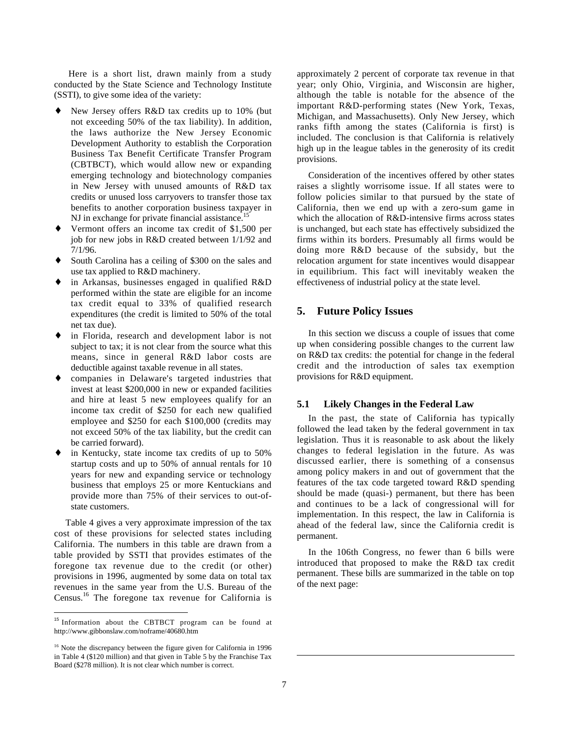Here is a short list, drawn mainly from a study conducted by the State Science and Technology Institute (SSTI), to give some idea of the variety:

- New Jersey offers R&D tax credits up to 10% (but not exceeding 50% of the tax liability). In addition, the laws authorize the New Jersey Economic Development Authority to establish the Corporation Business Tax Benefit Certificate Transfer Program (CBTBCT), which would allow new or expanding emerging technology and biotechnology companies in New Jersey with unused amounts of R&D tax credits or unused loss carryovers to transfer those tax benefits to another corporation business taxpayer in NJ in exchange for private financial assistance.[15]
- Vermont offers an income tax credit of $1,500 per job for new jobs in R&D created between 1/1/92 and 7/1/96.
- South Carolina has a ceiling of $300 on the sales and use tax applied to R&D machinery.
- in Arkansas, businesses engaged in qualified R&D performed within the state are eligible for an income tax credit equal to 33% of qualified research expenditures (the credit is limited to 50% of the total net tax due).
- in Florida, research and development labor is not subject to tax; it is not clear from the source what this means, since in general R&D labor costs are deductible against taxable revenue in all states.
- companies in Delaware's targeted industries that invest at least $200,000 in new or expanded facilities and hire at least 5 new employees qualify for an income tax credit of $250 for each new qualified employee and $250 for each $100,000 (credits may not exceed 50% of the tax liability, but the credit can be carried forward).
- in Kentucky, state income tax credits of up to 50% startup costs and up to 50% of annual rentals for 10 years for new and expanding service or technology business that employs 25 or more Kentuckians and provide more than 75% of their services to out-of-state customers.

Table 4 gives a very approximate impression of the tax cost of these provisions for selected states including California. The numbers in this table are drawn from a table provided by SSTI that provides estimates of the foregone tax revenue due to the credit (or other) provisions in 1996, augmented by some data on total tax revenues in the same year from the U.S. Bureau of the Census.[16] The foregone tax revenue for California is approximately 2 percent of corporate tax revenue in that year; only Ohio, Virginia, and Wisconsin are higher, although the table is notable for the absence of the important R&D-performing states (New York, Texas, Michigan, and Massachusetts). Only New Jersey, which ranks fifth among the states (California is first) is included. The conclusion is that California is relatively high up in the league tables in the generosity of its credit provisions.

Consideration of the incentives offered by other states raises a slightly worrisome issue. If all states were to follow policies similar to that pursued by the state of California, then we end up with a zero-sum game in which the allocation of R&D-intensive firms across states is unchanged, but each state has effectively subsidized the firms within its borders. Presumably all firms would be doing more R&D because of the subsidy, but the relocation argument for state incentives would disappear in equilibrium. This fact will inevitably weaken the effectiveness of industrial policy at the state level.

## 5. Future Policy Issues

In this section we discuss a couple of issues that come up when considering possible changes to the current law on R&D tax credits: the potential for change in the federal credit and the introduction of sales tax exemption provisions for R&D equipment.

### 5.1 Likely Changes in the Federal Law

In the past, the state of California has typically followed the lead taken by the federal government in tax legislation. Thus it is reasonable to ask about the likely changes to federal legislation in the future. As was discussed earlier, there is something of a consensus among policy makers in and out of government that the features of the tax code targeted toward R&D spending should be made (quasi-) permanent, but there has been and continues to be a lack of congressional will for implementation. In this respect, the law in California is ahead of the federal law, since the California credit is permanent.

In the 106th Congress, no fewer than 6 bills were introduced that proposed to make the R&D tax credit permanent. These bills are summarized in the table on top of the next page:

[15] Information about the CBTBCT program can be found at http://www.gibbonslaw.com/noframe/40680.htm

[16] Note the discrepancy between the figure given for California in 1996 in Table 4 ($120 million) and that given in Table 5 by the Franchise Tax Board ($278 million). It is not clear which number is correct.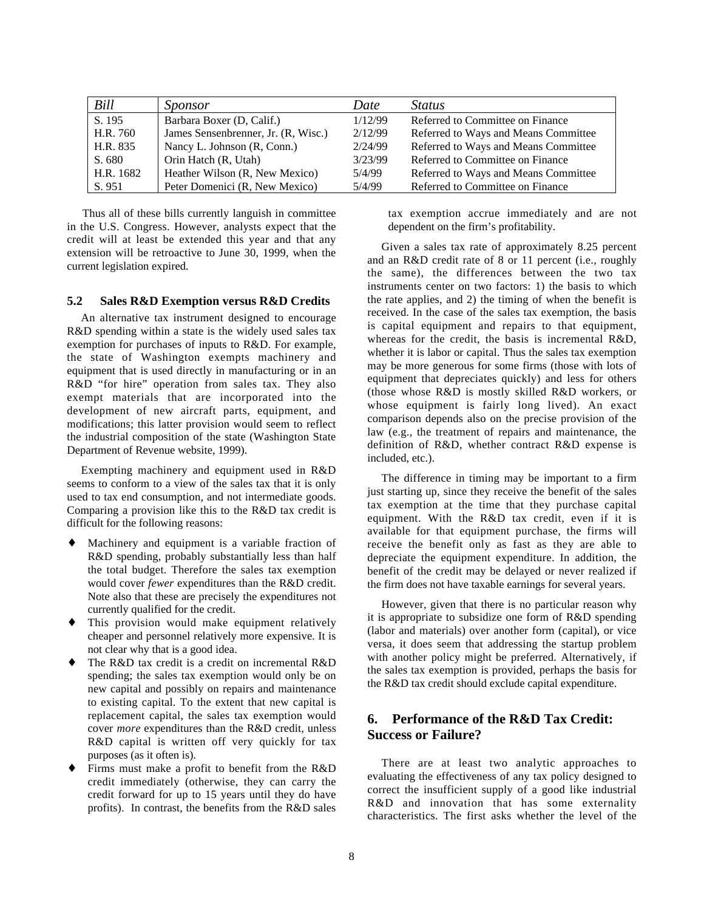| *Bill* | *Sponsor* | *Date* | *Status* |
| --- | --- | --- | --- |
| S. 195 | Barbara Boxer (D, Calif.) | 1/12/99 | Referred to Committee on Finance |
| H.R. 760 | James Sensenbrenner, Jr. (R, Wisc.) | 2/12/99 | Referred to Ways and Means Committee |
| H.R. 835 | Nancy L. Johnson (R, Conn.) | 2/24/99 | Referred to Ways and Means Committee |
| S. 680 | Orin Hatch (R, Utah) | 3/23/99 | Referred to Committee on Finance |
| H.R. 1682 | Heather Wilson (R, New Mexico) | 5/4/99 | Referred to Ways and Means Committee |
| S. 951 | Peter Domenici (R, New Mexico) | 5/4/99 | Referred to Committee on Finance |

Thus all of these bills currently languish in committee in the U.S. Congress. However, analysts expect that the credit will at least be extended this year and that any extension will be retroactive to June 30, 1999, when the current legislation expired.

### 5.2 Sales R&D Exemption versus R&D Credits

An alternative tax instrument designed to encourage R&D spending within a state is the widely used sales tax exemption for purchases of inputs to R&D. For example, the state of Washington exempts machinery and equipment that is used directly in manufacturing or in an R&D "for hire" operation from sales tax. They also exempt materials that are incorporated into the development of new aircraft parts, equipment, and modifications; this latter provision would seem to reflect the industrial composition of the state (Washington State Department of Revenue website, 1999).

Exempting machinery and equipment used in R&D seems to conform to a view of the sales tax that it is only used to tax end consumption, and not intermediate goods. Comparing a provision like this to the R&D tax credit is difficult for the following reasons:

- Machinery and equipment is a variable fraction of R&D spending, probably substantially less than half the total budget. Therefore the sales tax exemption would cover *fewer* expenditures than the R&D credit. Note also that these are precisely the expenditures not currently qualified for the credit.
- This provision would make equipment relatively cheaper and personnel relatively more expensive. It is not clear why that is a good idea.
- The R&D tax credit is a credit on incremental R&D spending; the sales tax exemption would only be on new capital and possibly on repairs and maintenance to existing capital. To the extent that new capital is replacement capital, the sales tax exemption would cover *more* expenditures than the R&D credit, unless R&D capital is written off very quickly for tax purposes (as it often is).
- Firms must make a profit to benefit from the R&D credit immediately (otherwise, they can carry the credit forward for up to 15 years until they do have profits). In contrast, the benefits from the R&D sales tax exemption accrue immediately and are not dependent on the firm's profitability.

Given a sales tax rate of approximately 8.25 percent and an R&D credit rate of 8 or 11 percent (i.e., roughly the same), the differences between the two tax instruments center on two factors: 1) the basis to which the rate applies, and 2) the timing of when the benefit is received. In the case of the sales tax exemption, the basis is capital equipment and repairs to that equipment, whereas for the credit, the basis is incremental R&D, whether it is labor or capital. Thus the sales tax exemption may be more generous for some firms (those with lots of equipment that depreciates quickly) and less for others (those whose R&D is mostly skilled R&D workers, or whose equipment is fairly long lived). An exact comparison depends also on the precise provision of the law (e.g., the treatment of repairs and maintenance, the definition of R&D, whether contract R&D expense is included, etc.).

The difference in timing may be important to a firm just starting up, since they receive the benefit of the sales tax exemption at the time that they purchase capital equipment. With the R&D tax credit, even if it is available for that equipment purchase, the firms will receive the benefit only as fast as they are able to depreciate the equipment expenditure. In addition, the benefit of the credit may be delayed or never realized if the firm does not have taxable earnings for several years.

However, given that there is no particular reason why it is appropriate to subsidize one form of R&D spending (labor and materials) over another form (capital), or vice versa, it does seem that addressing the startup problem with another policy might be preferred. Alternatively, if the sales tax exemption is provided, perhaps the basis for the R&D tax credit should exclude capital expenditure.

## 6. Performance of the R&D Tax Credit: Success or Failure?

There are at least two analytic approaches to evaluating the effectiveness of any tax policy designed to correct the insufficient supply of a good like industrial R&D and innovation that has some externality characteristics. The first asks whether the level of the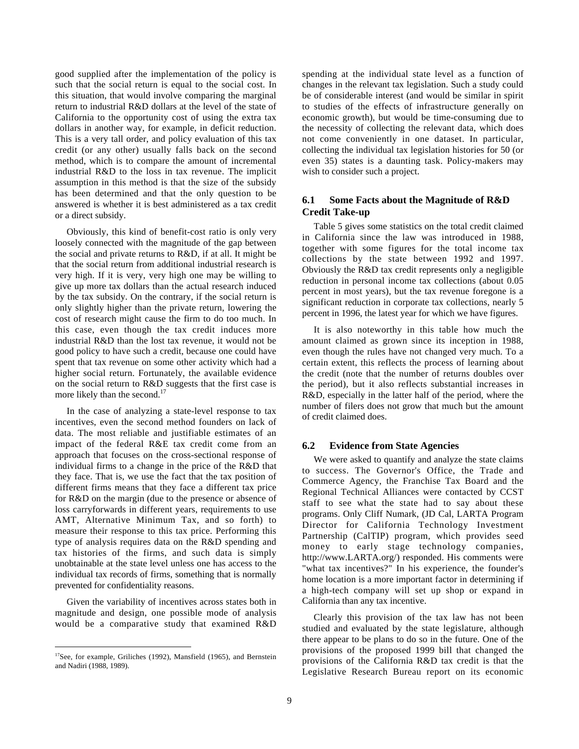good supplied after the implementation of the policy is such that the social return is equal to the social cost. In this situation, that would involve comparing the marginal return to industrial R&D dollars at the level of the state of California to the opportunity cost of using the extra tax dollars in another way, for example, in deficit reduction. This is a very tall order, and policy evaluation of this tax credit (or any other) usually falls back on the second method, which is to compare the amount of incremental industrial R&D to the loss in tax revenue. The implicit assumption in this method is that the size of the subsidy has been determined and that the only question to be answered is whether it is best administered as a tax credit or a direct subsidy.

Obviously, this kind of benefit-cost ratio is only very loosely connected with the magnitude of the gap between the social and private returns to R&D, if at all. It might be that the social return from additional industrial research is very high. If it is very, very high one may be willing to give up more tax dollars than the actual research induced by the tax subsidy. On the contrary, if the social return is only slightly higher than the private return, lowering the cost of research might cause the firm to do too much. In this case, even though the tax credit induces more industrial R&D than the lost tax revenue, it would not be good policy to have such a credit, because one could have spent that tax revenue on some other activity which had a higher social return. Fortunately, the available evidence on the social return to R&D suggests that the first case is more likely than the second.[17]

In the case of analyzing a state-level response to tax incentives, even the second method founders on lack of data. The most reliable and justifiable estimates of an impact of the federal R&E tax credit come from an approach that focuses on the cross-sectional response of individual firms to a change in the price of the R&D that they face. That is, we use the fact that the tax position of different firms means that they face a different tax price for R&D on the margin (due to the presence or absence of loss carryforwards in different years, requirements to use AMT, Alternative Minimum Tax, and so forth) to measure their response to this tax price. Performing this type of analysis requires data on the R&D spending and tax histories of the firms, and such data is simply unobtainable at the state level unless one has access to the individual tax records of firms, something that is normally prevented for confidentiality reasons.

Given the variability of incentives across states both in magnitude and design, one possible mode of analysis would be a comparative study that examined R&D spending at the individual state level as a function of changes in the relevant tax legislation. Such a study could be of considerable interest (and would be similar in spirit to studies of the effects of infrastructure generally on economic growth), but would be time-consuming due to the necessity of collecting the relevant data, which does not come conveniently in one dataset. In particular, collecting the individual tax legislation histories for 50 (or even 35) states is a daunting task. Policy-makers may wish to consider such a project.

### 6.1 Some Facts about the Magnitude of R&D Credit Take-up

Table 5 gives some statistics on the total credit claimed in California since the law was introduced in 1988, together with some figures for the total income tax collections by the state between 1992 and 1997. Obviously the R&D tax credit represents only a negligible reduction in personal income tax collections (about 0.05 percent in most years), but the tax revenue foregone is a significant reduction in corporate tax collections, nearly 5 percent in 1996, the latest year for which we have figures.

It is also noteworthy in this table how much the amount claimed as grown since its inception in 1988, even though the rules have not changed very much. To a certain extent, this reflects the process of learning about the credit (note that the number of returns doubles over the period), but it also reflects substantial increases in R&D, especially in the latter half of the period, where the number of filers does not grow that much but the amount of credit claimed does.

### 6.2 Evidence from State Agencies

We were asked to quantify and analyze the state claims to success. The Governor's Office, the Trade and Commerce Agency, the Franchise Tax Board and the Regional Technical Alliances were contacted by CCST staff to see what the state had to say about these programs. Only Cliff Numark, (JD Cal, LARTA Program Director for California Technology Investment Partnership (CalTIP) program, which provides seed money to early stage technology companies, http://www.LARTA.org/) responded. His comments were "what tax incentives?" In his experience, the founder's home location is a more important factor in determining if a high-tech company will set up shop or expand in California than any tax incentive.

Clearly this provision of the tax law has not been studied and evaluated by the state legislature, although there appear to be plans to do so in the future. One of the provisions of the proposed 1999 bill that changed the provisions of the California R&D tax credit is that the Legislative Research Bureau report on its economic

---

[17] See, for example, Griliches (1992), Mansfield (1965), and Bernstein and Nadiri (1988, 1989).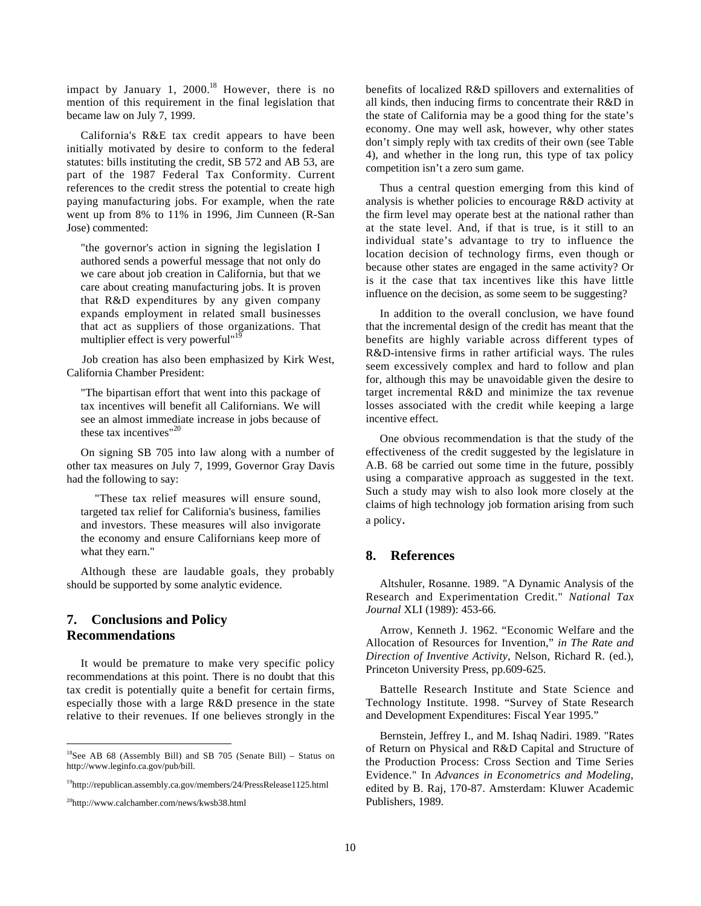impact by January 1, 2000.[18] However, there is no mention of this requirement in the final legislation that became law on July 7, 1999.

California's R&E tax credit appears to have been initially motivated by desire to conform to the federal statutes: bills instituting the credit, SB 572 and AB 53, are part of the 1987 Federal Tax Conformity. Current references to the credit stress the potential to create high paying manufacturing jobs. For example, when the rate went up from 8% to 11% in 1996, Jim Cunneen (R-San Jose) commented:

> "the governor's action in signing the legislation I authored sends a powerful message that not only do we care about job creation in California, but that we care about creating manufacturing jobs. It is proven that R&D expenditures by any given company expands employment in related small businesses that act as suppliers of those organizations. That multiplier effect is very powerful"[19]

Job creation has also been emphasized by Kirk West, California Chamber President:

> "The bipartisan effort that went into this package of tax incentives will benefit all Californians. We will see an almost immediate increase in jobs because of these tax incentives"[20]

On signing SB 705 into law along with a number of other tax measures on July 7, 1999, Governor Gray Davis had the following to say:

> "These tax relief measures will ensure sound, targeted tax relief for California's business, families and investors. These measures will also invigorate the economy and ensure Californians keep more of what they earn."

Although these are laudable goals, they probably should be supported by some analytic evidence.

## 7. Conclusions and Policy Recommendations

It would be premature to make very specific policy recommendations at this point. There is no doubt that this tax credit is potentially quite a benefit for certain firms, especially those with a large R&D presence in the state relative to their revenues. If one believes strongly in the benefits of localized R&D spillovers and externalities of all kinds, then inducing firms to concentrate their R&D in the state of California may be a good thing for the state's economy. One may well ask, however, why other states don't simply reply with tax credits of their own (see Table 4), and whether in the long run, this type of tax policy competition isn't a zero sum game.

Thus a central question emerging from this kind of analysis is whether policies to encourage R&D activity at the firm level may operate best at the national rather than at the state level. And, if that is true, is it still to an individual state's advantage to try to influence the location decision of technology firms, even though or because other states are engaged in the same activity? Or is it the case that tax incentives like this have little influence on the decision, as some seem to be suggesting?

In addition to the overall conclusion, we have found that the incremental design of the credit has meant that the benefits are highly variable across different types of R&D-intensive firms in rather artificial ways. The rules seem excessively complex and hard to follow and plan for, although this may be unavoidable given the desire to target incremental R&D and minimize the tax revenue losses associated with the credit while keeping a large incentive effect.

One obvious recommendation is that the study of the effectiveness of the credit suggested by the legislature in A.B. 68 be carried out some time in the future, possibly using a comparative approach as suggested in the text. Such a study may wish to also look more closely at the claims of high technology job formation arising from such a policy.

## 8. References

Altshuler, Rosanne. 1989. "A Dynamic Analysis of the Research and Experimentation Credit." *National Tax Journal* XLI (1989): 453-66.

Arrow, Kenneth J. 1962. "Economic Welfare and the Allocation of Resources for Invention," *in The Rate and Direction of Inventive Activity*, Nelson, Richard R. (ed.), Princeton University Press, pp.609-625.

Battelle Research Institute and State Science and Technology Institute. 1998. "Survey of State Research and Development Expenditures: Fiscal Year 1995."

Bernstein, Jeffrey I., and M. Ishaq Nadiri. 1989. "Rates of Return on Physical and R&D Capital and Structure of the Production Process: Cross Section and Time Series Evidence." In *Advances in Econometrics and Modeling*, edited by B. Raj, 170-87. Amsterdam: Kluwer Academic Publishers, 1989.

---

[18] See AB 68 (Assembly Bill) and SB 705 (Senate Bill) – Status on http://www.leginfo.ca.gov/pub/bill.

[19] http://republican.assembly.ca.gov/members/24/PressRelease1125.html

[20] http://www.calchamber.com/news/kwsb38.html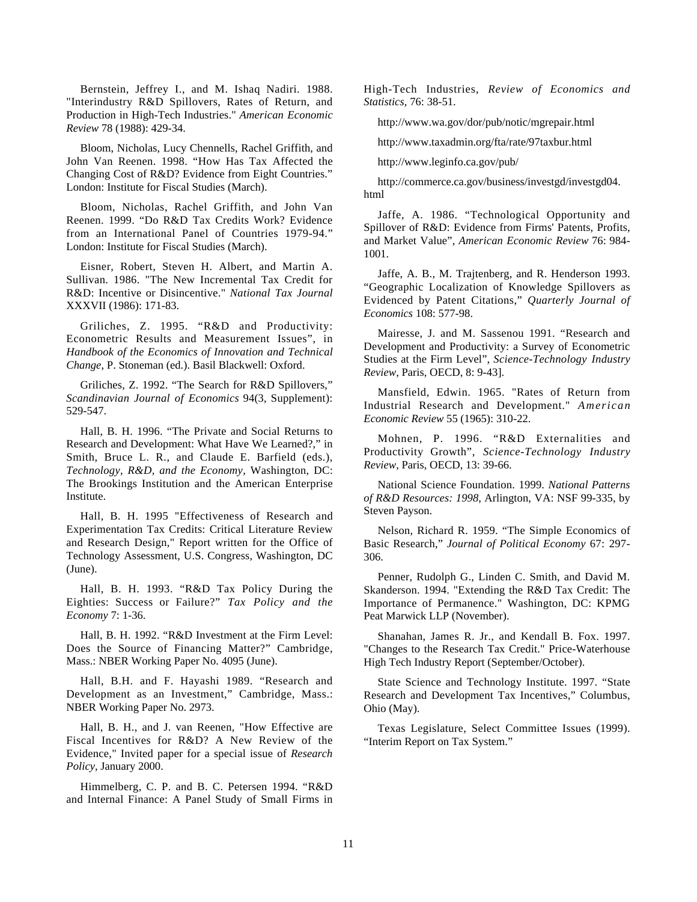Bernstein, Jeffrey I., and M. Ishaq Nadiri. 1988. "Interindustry R&D Spillovers, Rates of Return, and Production in High-Tech Industries." *American Economic Review* 78 (1988): 429-34.

Bloom, Nicholas, Lucy Chennells, Rachel Griffith, and John Van Reenen. 1998. "How Has Tax Affected the Changing Cost of R&D? Evidence from Eight Countries." London: Institute for Fiscal Studies (March).

Bloom, Nicholas, Rachel Griffith, and John Van Reenen. 1999. "Do R&D Tax Credits Work? Evidence from an International Panel of Countries 1979-94." London: Institute for Fiscal Studies (March).

Eisner, Robert, Steven H. Albert, and Martin A. Sullivan. 1986. "The New Incremental Tax Credit for R&D: Incentive or Disincentive." *National Tax Journal* XXXVII (1986): 171-83.

Griliches, Z. 1995. "R&D and Productivity: Econometric Results and Measurement Issues", in *Handbook of the Economics of Innovation and Technical Change*, P. Stoneman (ed.). Basil Blackwell: Oxford.

Griliches, Z. 1992. "The Search for R&D Spillovers," *Scandinavian Journal of Economics* 94(3, Supplement): 529-547.

Hall, B. H. 1996. "The Private and Social Returns to Research and Development: What Have We Learned?," in Smith, Bruce L. R., and Claude E. Barfield (eds.), *Technology, R&D, and the Economy*, Washington, DC: The Brookings Institution and the American Enterprise Institute.

Hall, B. H. 1995 "Effectiveness of Research and Experimentation Tax Credits: Critical Literature Review and Research Design," Report written for the Office of Technology Assessment, U.S. Congress, Washington, DC (June).

Hall, B. H. 1993. "R&D Tax Policy During the Eighties: Success or Failure?" *Tax Policy and the Economy* 7: 1-36.

Hall, B. H. 1992. "R&D Investment at the Firm Level: Does the Source of Financing Matter?" Cambridge, Mass.: NBER Working Paper No. 4095 (June).

Hall, B.H. and F. Hayashi 1989. "Research and Development as an Investment," Cambridge, Mass.: NBER Working Paper No. 2973.

Hall, B. H., and J. van Reenen, "How Effective are Fiscal Incentives for R&D? A New Review of the Evidence," Invited paper for a special issue of *Research Policy*, January 2000.

Himmelberg, C. P. and B. C. Petersen 1994. "R&D and Internal Finance: A Panel Study of Small Firms in High-Tech Industries, *Review of Economics and Statistics*, 76: 38-51.

http://www.wa.gov/dor/pub/notic/mgrepair.html

http://www.taxadmin.org/fta/rate/97taxbur.html

http://www.leginfo.ca.gov/pub/

http://commerce.ca.gov/business/investgd/investgd04.html

Jaffe, A. 1986. "Technological Opportunity and Spillover of R&D: Evidence from Firms' Patents, Profits, and Market Value", *American Economic Review* 76: 984-1001.

Jaffe, A. B., M. Trajtenberg, and R. Henderson 1993. "Geographic Localization of Knowledge Spillovers as Evidenced by Patent Citations," *Quarterly Journal of Economics* 108: 577-98.

Mairesse, J. and M. Sassenou 1991. "Research and Development and Productivity: a Survey of Econometric Studies at the Firm Level", *Science-Technology Industry Review*, Paris, OECD, 8: 9-43].

Mansfield, Edwin. 1965. "Rates of Return from Industrial Research and Development." *American Economic Review* 55 (1965): 310-22.

Mohnen, P. 1996. "R&D Externalities and Productivity Growth", *Science-Technology Industry Review*, Paris, OECD, 13: 39-66.

National Science Foundation. 1999. *National Patterns of R&D Resources: 1998*, Arlington, VA: NSF 99-335, by Steven Payson.

Nelson, Richard R. 1959. "The Simple Economics of Basic Research," *Journal of Political Economy* 67: 297-306.

Penner, Rudolph G., Linden C. Smith, and David M. Skanderson. 1994. "Extending the R&D Tax Credit: The Importance of Permanence." Washington, DC: KPMG Peat Marwick LLP (November).

Shanahan, James R. Jr., and Kendall B. Fox. 1997. "Changes to the Research Tax Credit." Price-Waterhouse High Tech Industry Report (September/October).

State Science and Technology Institute. 1997. "State Research and Development Tax Incentives," Columbus, Ohio (May).

Texas Legislature, Select Committee Issues (1999). "Interim Report on Tax System."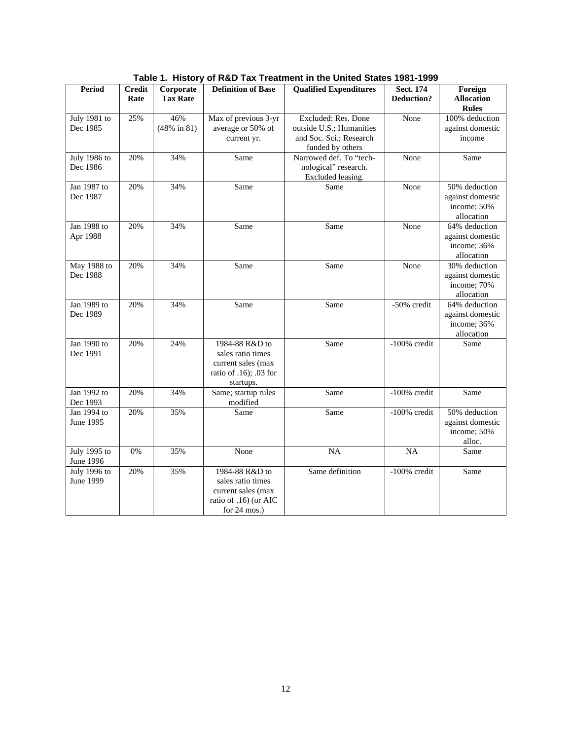**Table 1. History of R&D Tax Treatment in the United States 1981-1999**

| Period | Credit Rate | Corporate Tax Rate | Definition of Base | Qualified Expenditures | Sect. 174 Deduction? | Foreign Allocation Rules |
|---|---|---|---|---|---|---|
| July 1981 to Dec 1985 | 25% | 46% (48% in 81) | Max of previous 3-yr average or 50% of current yr. | Excluded: Res. Done outside U.S.; Humanities and Soc. Sci.; Research funded by others | None | 100% deduction against domestic income |
| July 1986 to Dec 1986 | 20% | 34% | Same | Narrowed def. To "tech-nological" research. Excluded leasing. | None | Same |
| Jan 1987 to Dec 1987 | 20% | 34% | Same | Same | None | 50% deduction against domestic income; 50% allocation |
| Jan 1988 to Apr 1988 | 20% | 34% | Same | Same | None | 64% deduction against domestic income; 36% allocation |
| May 1988 to Dec 1988 | 20% | 34% | Same | Same | None | 30% deduction against domestic income; 70% allocation |
| Jan 1989 to Dec 1989 | 20% | 34% | Same | Same | -50% credit | 64% deduction against domestic income; 36% allocation |
| Jan 1990 to Dec 1991 | 20% | 24% | 1984-88 R&D to sales ratio times current sales (max ratio of .16); .03 for startups. | Same | -100% credit | Same |
| Jan 1992 to Dec 1993 | 20% | 34% | Same; startup rules modified | Same | -100% credit | Same |
| Jan 1994 to June 1995 | 20% | 35% | Same | Same | -100% credit | 50% deduction against domestic income; 50% alloc. |
| July 1995 to June 1996 | 0% | 35% | None | NA | NA | Same |
| July 1996 to June 1999 | 20% | 35% | 1984-88 R&D to sales ratio times current sales (max ratio of .16) (or AIC for 24 mos.) | Same definition | -100% credit | Same |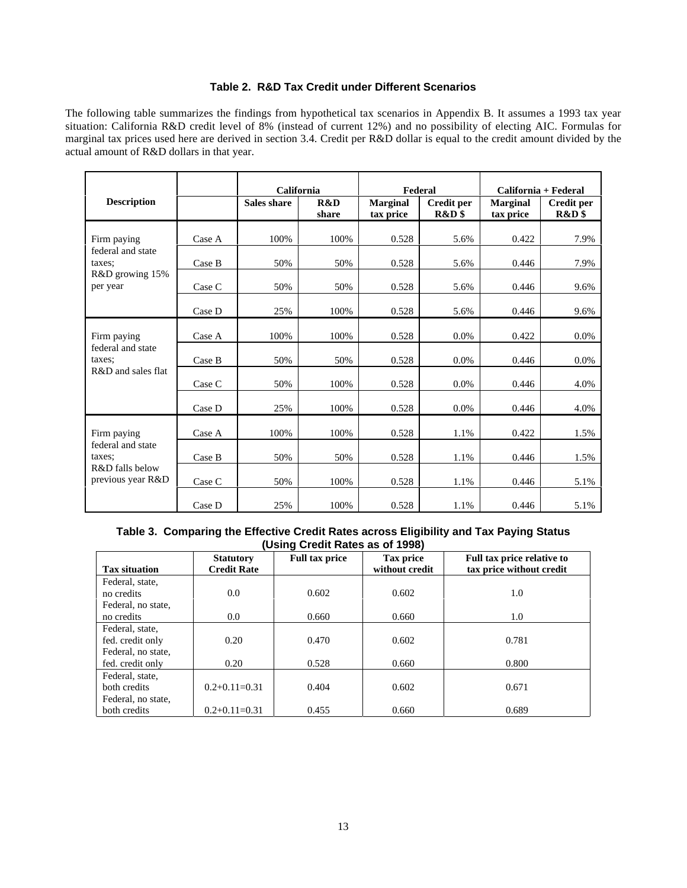### Table 2. R&D Tax Credit under Different Scenarios

The following table summarizes the findings from hypothetical tax scenarios in Appendix B. It assumes a 1993 tax year situation: California R&D credit level of 8% (instead of current 12%) and no possibility of electing AIC. Formulas for marginal tax prices used here are derived in section 3.4. Credit per R&D dollar is equal to the credit amount divided by the actual amount of R&D dollars in that year.

| Description | | California | | Federal | | California + Federal | |
|---|---|---|---|---|---|---|---|
| | | Sales share | R&D share | Marginal tax price | Credit per R&D $ | Marginal tax price | Credit per R&D $ |
| Firm paying federal and state taxes; R&D growing 15% per year | Case A | 100% | 100% | 0.528 | 5.6% | 0.422 | 7.9% |
| | Case B | 50% | 50% | 0.528 | 5.6% | 0.446 | 7.9% |
| | Case C | 50% | 50% | 0.528 | 5.6% | 0.446 | 9.6% |
| | Case D | 25% | 100% | 0.528 | 5.6% | 0.446 | 9.6% |
| Firm paying federal and state taxes; R&D and sales flat | Case A | 100% | 100% | 0.528 | 0.0% | 0.422 | 0.0% |
| | Case B | 50% | 50% | 0.528 | 0.0% | 0.446 | 0.0% |
| | Case C | 50% | 100% | 0.528 | 0.0% | 0.446 | 4.0% |
| | Case D | 25% | 100% | 0.528 | 0.0% | 0.446 | 4.0% |
| Firm paying federal and state taxes; R&D falls below previous year R&D | Case A | 100% | 100% | 0.528 | 1.1% | 0.422 | 1.5% |
| | Case B | 50% | 50% | 0.528 | 1.1% | 0.446 | 1.5% |
| | Case C | 50% | 100% | 0.528 | 1.1% | 0.446 | 5.1% |
| | Case D | 25% | 100% | 0.528 | 1.1% | 0.446 | 5.1% |

### Table 3. Comparing the Effective Credit Rates across Eligibility and Tax Paying Status (Using Credit Rates as of 1998)

| Tax situation | Statutory Credit Rate | Full tax price | Tax price without credit | Full tax price relative to tax price without credit |
|---|---|---|---|---|
| Federal, state, no credits | 0.0 | 0.602 | 0.602 | 1.0 |
| Federal, no state, no credits | 0.0 | 0.660 | 0.660 | 1.0 |
| Federal, state, fed. credit only | 0.20 | 0.470 | 0.602 | 0.781 |
| Federal, no state, fed. credit only | 0.20 | 0.528 | 0.660 | 0.800 |
| Federal, state, both credits | 0.2+0.11=0.31 | 0.404 | 0.602 | 0.671 |
| Federal, no state, both credits | 0.2+0.11=0.31 | 0.455 | 0.660 | 0.689 |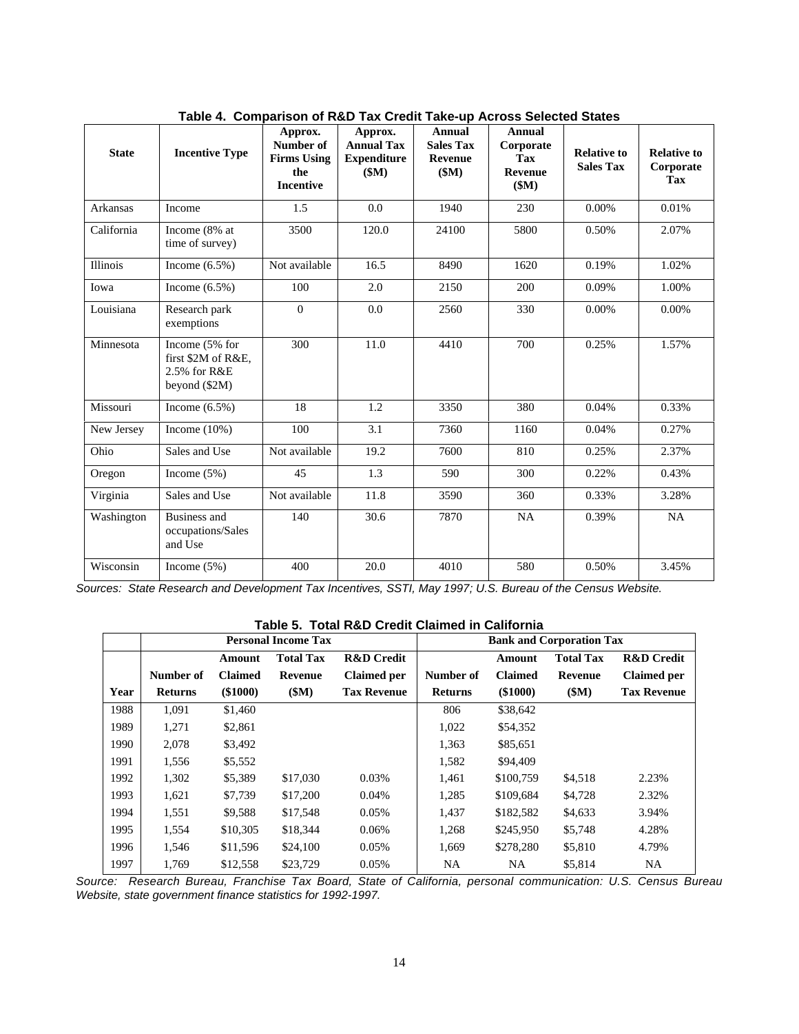**Table 4. Comparison of R&D Tax Credit Take-up Across Selected States**

| State | Incentive Type | Approx. Number of Firms Using the Incentive | Approx. Annual Tax Expenditure ($M) | Annual Sales Tax Revenue ($M) | Annual Corporate Tax Revenue ($M) | Relative to Sales Tax | Relative to Corporate Tax |
|---|---|---|---|---|---|---|---|
| Arkansas | Income | 1.5 | 0.0 | 1940 | 230 | 0.00% | 0.01% |
| California | Income (8% at time of survey) | 3500 | 120.0 | 24100 | 5800 | 0.50% | 2.07% |
| Illinois | Income (6.5%) | Not available | 16.5 | 8490 | 1620 | 0.19% | 1.02% |
| Iowa | Income (6.5%) | 100 | 2.0 | 2150 | 200 | 0.09% | 1.00% |
| Louisiana | Research park exemptions | 0 | 0.0 | 2560 | 330 | 0.00% | 0.00% |
| Minnesota | Income (5% for first $2M of R&E, 2.5% for R&E beyond ($2M) | 300 | 11.0 | 4410 | 700 | 0.25% | 1.57% |
| Missouri | Income (6.5%) | 18 | 1.2 | 3350 | 380 | 0.04% | 0.33% |
| New Jersey | Income (10%) | 100 | 3.1 | 7360 | 1160 | 0.04% | 0.27% |
| Ohio | Sales and Use | Not available | 19.2 | 7600 | 810 | 0.25% | 2.37% |
| Oregon | Income (5%) | 45 | 1.3 | 590 | 300 | 0.22% | 0.43% |
| Virginia | Sales and Use | Not available | 11.8 | 3590 | 360 | 0.33% | 3.28% |
| Washington | Business and occupations/Sales and Use | 140 | 30.6 | 7870 | NA | 0.39% | NA |
| Wisconsin | Income (5%) | 400 | 20.0 | 4010 | 580 | 0.50% | 3.45% |

*Sources: State Research and Development Tax Incentives, SSTI, May 1997; U.S. Bureau of the Census Website.*

**Table 5. Total R&D Credit Claimed in California**

| | Personal Income Tax | | | | Bank and Corporation Tax | | | |
|---|---|---|---|---|---|---|---|---|
| Year | Number of Returns | Amount Claimed ($1000) | Total Tax Revenue ($M) | R&D Credit Claimed per Tax Revenue | Number of Returns | Amount Claimed ($1000) | Total Tax Revenue ($M) | R&D Credit Claimed per Tax Revenue |
| 1988 | 1,091 | $1,460 | | | 806 | $38,642 | | |
| 1989 | 1,271 | $2,861 | | | 1,022 | $54,352 | | |
| 1990 | 2,078 | $3,492 | | | 1,363 | $85,651 | | |
| 1991 | 1,556 | $5,552 | | | 1,582 | $94,409 | | |
| 1992 | 1,302 | $5,389 | $17,030 | 0.03% | 1,461 | $100,759 | $4,518 | 2.23% |
| 1993 | 1,621 | $7,739 | $17,200 | 0.04% | 1,285 | $109,684 | $4,728 | 2.32% |
| 1994 | 1,551 | $9,588 | $17,548 | 0.05% | 1,437 | $182,582 | $4,633 | 3.94% |
| 1995 | 1,554 | $10,305 | $18,344 | 0.06% | 1,268 | $245,950 | $5,748 | 4.28% |
| 1996 | 1,546 | $11,596 | $24,100 | 0.05% | 1,669 | $278,280 | $5,810 | 4.79% |
| 1997 | 1,769 | $12,558 | $23,729 | 0.05% | NA | NA | $5,814 | NA |

*Source: Research Bureau, Franchise Tax Board, State of California, personal communication: U.S. Census Bureau Website, state government finance statistics for 1992-1997.*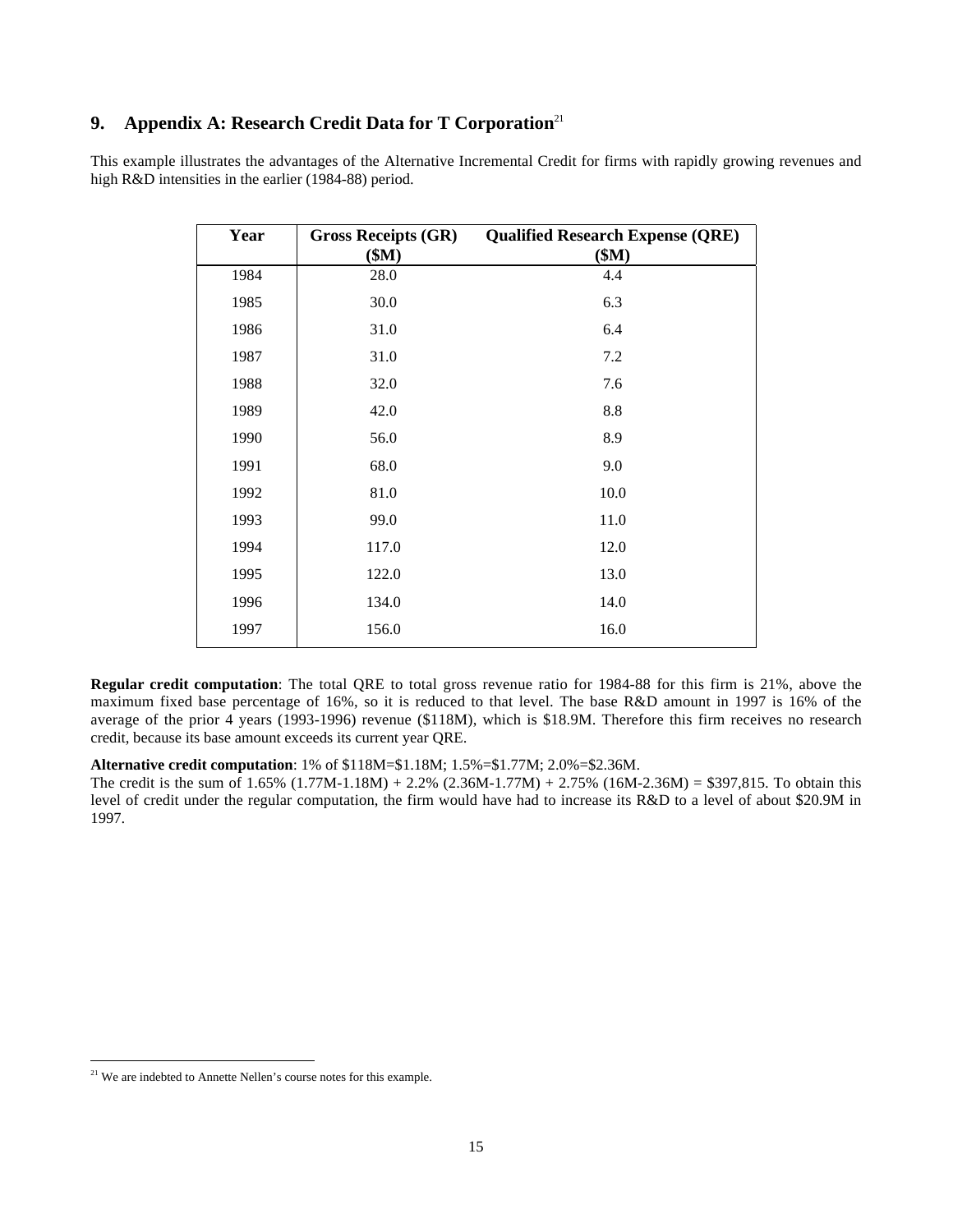## 9. Appendix A: Research Credit Data for T Corporation[21]

This example illustrates the advantages of the Alternative Incremental Credit for firms with rapidly growing revenues and high R&D intensities in the earlier (1984-88) period.

| Year | Gross Receipts (GR) ($M) | Qualified Research Expense (QRE) ($M) |
|---|---|---|
| 1984 | 28.0 | 4.4 |
| 1985 | 30.0 | 6.3 |
| 1986 | 31.0 | 6.4 |
| 1987 | 31.0 | 7.2 |
| 1988 | 32.0 | 7.6 |
| 1989 | 42.0 | 8.8 |
| 1990 | 56.0 | 8.9 |
| 1991 | 68.0 | 9.0 |
| 1992 | 81.0 | 10.0 |
| 1993 | 99.0 | 11.0 |
| 1994 | 117.0 | 12.0 |
| 1995 | 122.0 | 13.0 |
| 1996 | 134.0 | 14.0 |
| 1997 | 156.0 | 16.0 |

**Regular credit computation**: The total QRE to total gross revenue ratio for 1984-88 for this firm is 21%, above the maximum fixed base percentage of 16%, so it is reduced to that level. The base R&D amount in 1997 is 16% of the average of the prior 4 years (1993-1996) revenue ($118M), which is $18.9M. Therefore this firm receives no research credit, because its base amount exceeds its current year QRE.

**Alternative credit computation**: 1% of $118M=$1.18M; 1.5%=$1.77M; 2.0%=$2.36M.
The credit is the sum of 1.65% (1.77M-1.18M) + 2.2% (2.36M-1.77M) + 2.75% (16M-2.36M) = $397,815. To obtain this level of credit under the regular computation, the firm would have had to increase its R&D to a level of about $20.9M in 1997.

[21] We are indebted to Annette Nellen's course notes for this example.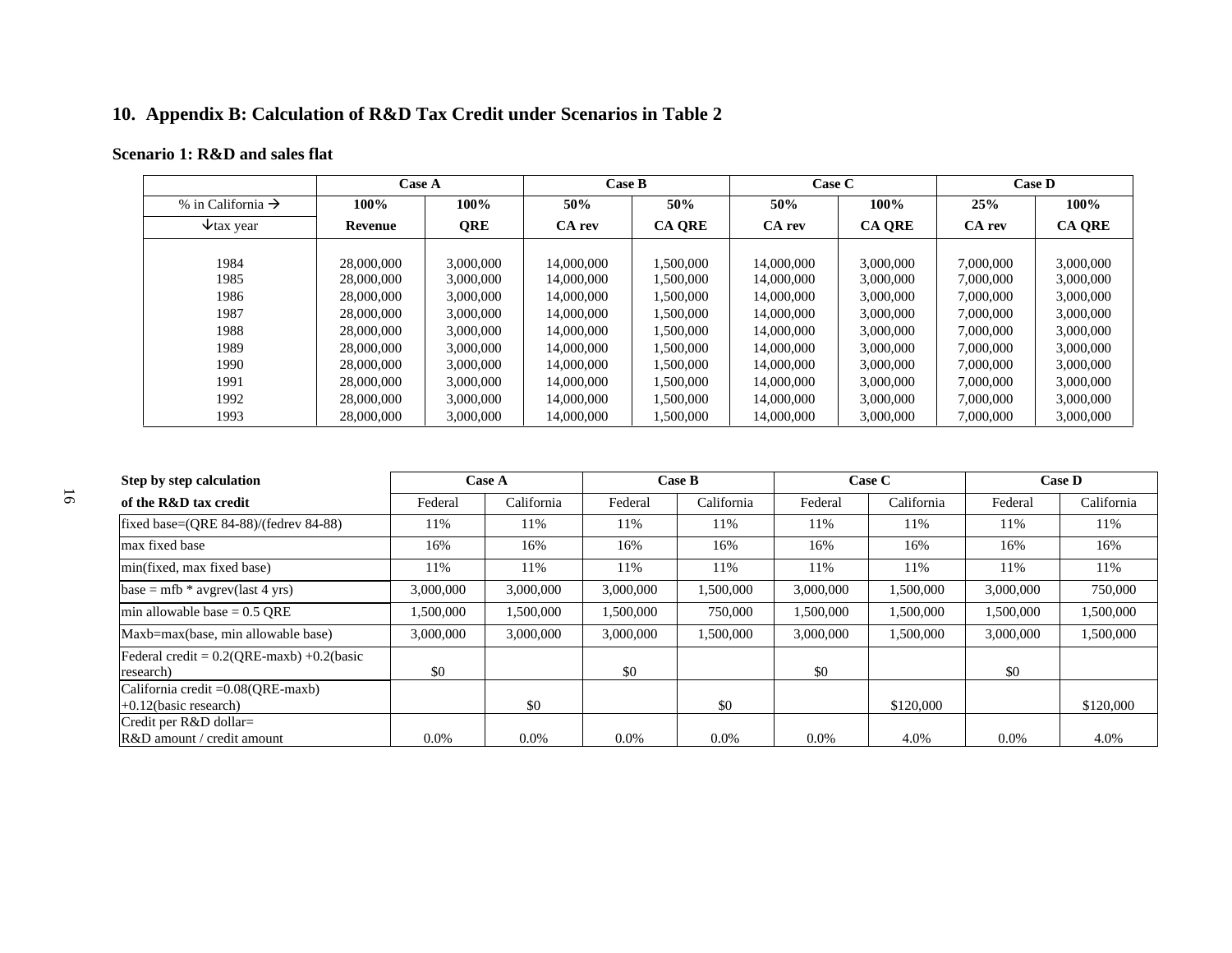## 10. Appendix B: Calculation of R&D Tax Credit under Scenarios in Table 2

### Scenario 1: R&D and sales flat

| | Case A | | Case B | | Case C | | Case D | |
|---|---|---|---|---|---|---|---|---|
| % in California → | **100%** | **100%** | **50%** | **50%** | **50%** | **100%** | **25%** | **100%** |
| ↓tax year | **Revenue** | **QRE** | **CA rev** | **CA QRE** | **CA rev** | **CA QRE** | **CA rev** | **CA QRE** |
| 1984 | 28,000,000 | 3,000,000 | 14,000,000 | 1,500,000 | 14,000,000 | 3,000,000 | 7,000,000 | 3,000,000 |
| 1985 | 28,000,000 | 3,000,000 | 14,000,000 | 1,500,000 | 14,000,000 | 3,000,000 | 7,000,000 | 3,000,000 |
| 1986 | 28,000,000 | 3,000,000 | 14,000,000 | 1,500,000 | 14,000,000 | 3,000,000 | 7,000,000 | 3,000,000 |
| 1987 | 28,000,000 | 3,000,000 | 14,000,000 | 1,500,000 | 14,000,000 | 3,000,000 | 7,000,000 | 3,000,000 |
| 1988 | 28,000,000 | 3,000,000 | 14,000,000 | 1,500,000 | 14,000,000 | 3,000,000 | 7,000,000 | 3,000,000 |
| 1989 | 28,000,000 | 3,000,000 | 14,000,000 | 1,500,000 | 14,000,000 | 3,000,000 | 7,000,000 | 3,000,000 |
| 1990 | 28,000,000 | 3,000,000 | 14,000,000 | 1,500,000 | 14,000,000 | 3,000,000 | 7,000,000 | 3,000,000 |
| 1991 | 28,000,000 | 3,000,000 | 14,000,000 | 1,500,000 | 14,000,000 | 3,000,000 | 7,000,000 | 3,000,000 |
| 1992 | 28,000,000 | 3,000,000 | 14,000,000 | 1,500,000 | 14,000,000 | 3,000,000 | 7,000,000 | 3,000,000 |
| 1993 | 28,000,000 | 3,000,000 | 14,000,000 | 1,500,000 | 14,000,000 | 3,000,000 | 7,000,000 | 3,000,000 |

| **Step by step calculation** | Case A | | Case B | | Case C | | Case D | |
|---|---|---|---|---|---|---|---|---|
| **of the R&D tax credit** | Federal | California | Federal | California | Federal | California | Federal | California |
| fixed base=(QRE 84-88)/(fedrev 84-88) | 11% | 11% | 11% | 11% | 11% | 11% | 11% | 11% |
| max fixed base | 16% | 16% | 16% | 16% | 16% | 16% | 16% | 16% |
| min(fixed, max fixed base) | 11% | 11% | 11% | 11% | 11% | 11% | 11% | 11% |
| base = mfb * avgrev(last 4 yrs) | 3,000,000 | 3,000,000 | 3,000,000 | 1,500,000 | 3,000,000 | 1,500,000 | 3,000,000 | 750,000 |
| min allowable base = 0.5 QRE | 1,500,000 | 1,500,000 | 1,500,000 | 750,000 | 1,500,000 | 1,500,000 | 1,500,000 | 1,500,000 |
| Maxb=max(base, min allowable base) | 3,000,000 | 3,000,000 | 3,000,000 | 1,500,000 | 3,000,000 | 1,500,000 | 3,000,000 | 1,500,000 |
| Federal credit = 0.2(QRE-maxb) +0.2(basic research) | $0 | | $0 | | $0 | | $0 | |
| California credit =0.08(QRE-maxb) +0.12(basic research) | | $0 | | $0 | | $120,000 | | $120,000 |
| Credit per R&D dollar= R&D amount / credit amount | 0.0% | 0.0% | 0.0% | 0.0% | 0.0% | 4.0% | 0.0% | 4.0% |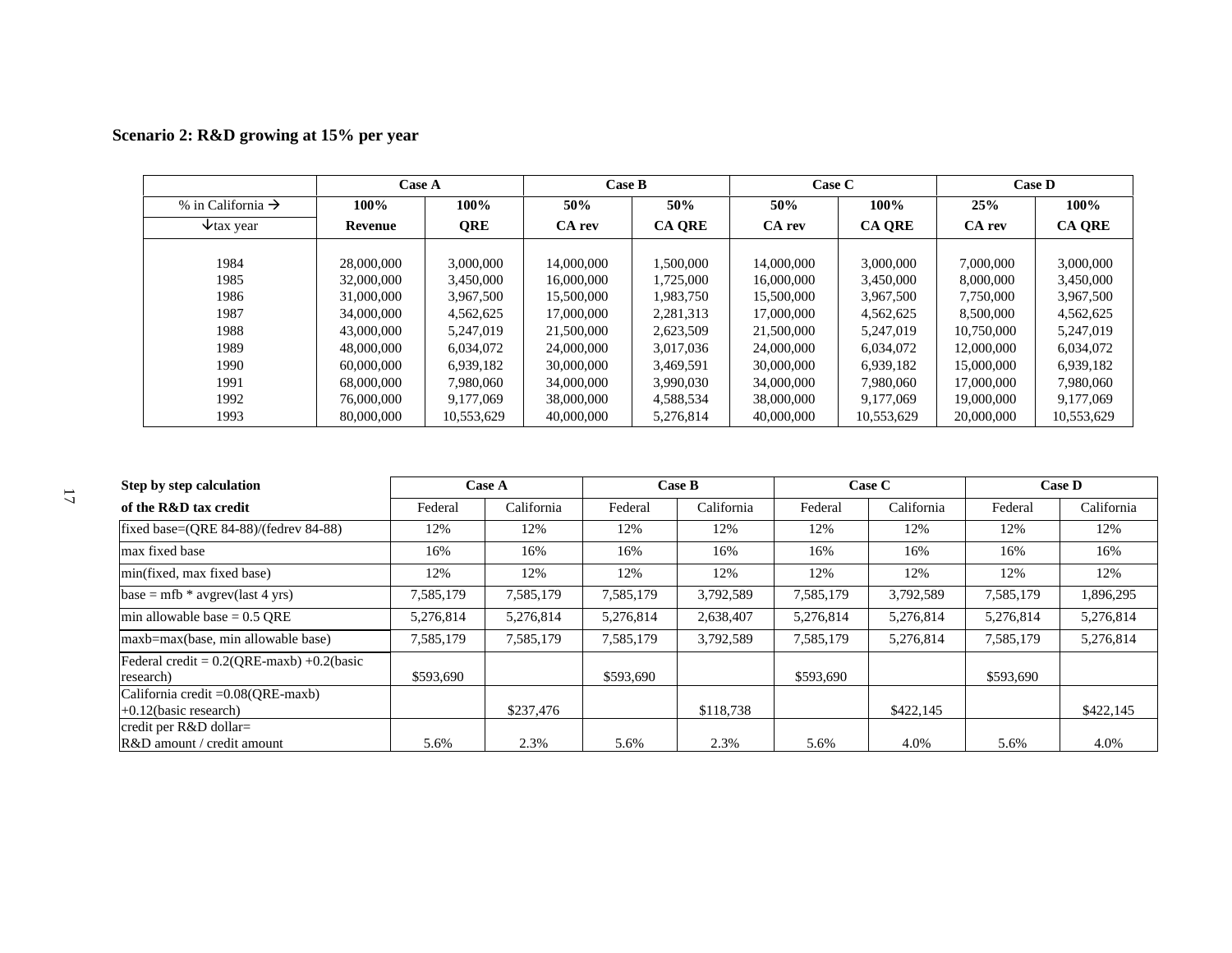### Scenario 2: R&D growing at 15% per year

| | Case A | | Case B | | Case C | | Case D | |
|---|---|---|---|---|---|---|---|---|
| % in California → | **100%** | **100%** | **50%** | **50%** | **50%** | **100%** | **25%** | **100%** |
| ↓tax year | **Revenue** | **QRE** | **CA rev** | **CA QRE** | **CA rev** | **CA QRE** | **CA rev** | **CA QRE** |
| 1984 | 28,000,000 | 3,000,000 | 14,000,000 | 1,500,000 | 14,000,000 | 3,000,000 | 7,000,000 | 3,000,000 |
| 1985 | 32,000,000 | 3,450,000 | 16,000,000 | 1,725,000 | 16,000,000 | 3,450,000 | 8,000,000 | 3,450,000 |
| 1986 | 31,000,000 | 3,967,500 | 15,500,000 | 1,983,750 | 15,500,000 | 3,967,500 | 7,750,000 | 3,967,500 |
| 1987 | 34,000,000 | 4,562,625 | 17,000,000 | 2,281,313 | 17,000,000 | 4,562,625 | 8,500,000 | 4,562,625 |
| 1988 | 43,000,000 | 5,247,019 | 21,500,000 | 2,623,509 | 21,500,000 | 5,247,019 | 10,750,000 | 5,247,019 |
| 1989 | 48,000,000 | 6,034,072 | 24,000,000 | 3,017,036 | 24,000,000 | 6,034,072 | 12,000,000 | 6,034,072 |
| 1990 | 60,000,000 | 6,939,182 | 30,000,000 | 3,469,591 | 30,000,000 | 6,939,182 | 15,000,000 | 6,939,182 |
| 1991 | 68,000,000 | 7,980,060 | 34,000,000 | 3,990,030 | 34,000,000 | 7,980,060 | 17,000,000 | 7,980,060 |
| 1992 | 76,000,000 | 9,177,069 | 38,000,000 | 4,588,534 | 38,000,000 | 9,177,069 | 19,000,000 | 9,177,069 |
| 1993 | 80,000,000 | 10,553,629 | 40,000,000 | 5,276,814 | 40,000,000 | 10,553,629 | 20,000,000 | 10,553,629 |

| **Step by step calculation of the R&D tax credit** | Case A | | Case B | | Case C | | Case D | |
|---|---|---|---|---|---|---|---|---|
| | Federal | California | Federal | California | Federal | California | Federal | California |
| fixed base=(QRE 84-88)/(fedrev 84-88) | 12% | 12% | 12% | 12% | 12% | 12% | 12% | 12% |
| max fixed base | 16% | 16% | 16% | 16% | 16% | 16% | 16% | 16% |
| min(fixed, max fixed base) | 12% | 12% | 12% | 12% | 12% | 12% | 12% | 12% |
| base = mfb * avgrev(last 4 yrs) | 7,585,179 | 7,585,179 | 7,585,179 | 3,792,589 | 7,585,179 | 3,792,589 | 7,585,179 | 1,896,295 |
| min allowable base = 0.5 QRE | 5,276,814 | 5,276,814 | 5,276,814 | 2,638,407 | 5,276,814 | 5,276,814 | 5,276,814 | 5,276,814 |
| maxb=max(base, min allowable base) | 7,585,179 | 7,585,179 | 7,585,179 | 3,792,589 | 7,585,179 | 5,276,814 | 7,585,179 | 5,276,814 |
| Federal credit = 0.2(QRE-maxb) +0.2(basic research) | $593,690 | | $593,690 | | $593,690 | | $593,690 | |
| California credit =0.08(QRE-maxb) +0.12(basic research) | | $237,476 | | $118,738 | | $422,145 | | $422,145 |
| credit per R&D dollar= R&D amount / credit amount | 5.6% | 2.3% | 5.6% | 2.3% | 5.6% | 4.0% | 5.6% | 4.0% |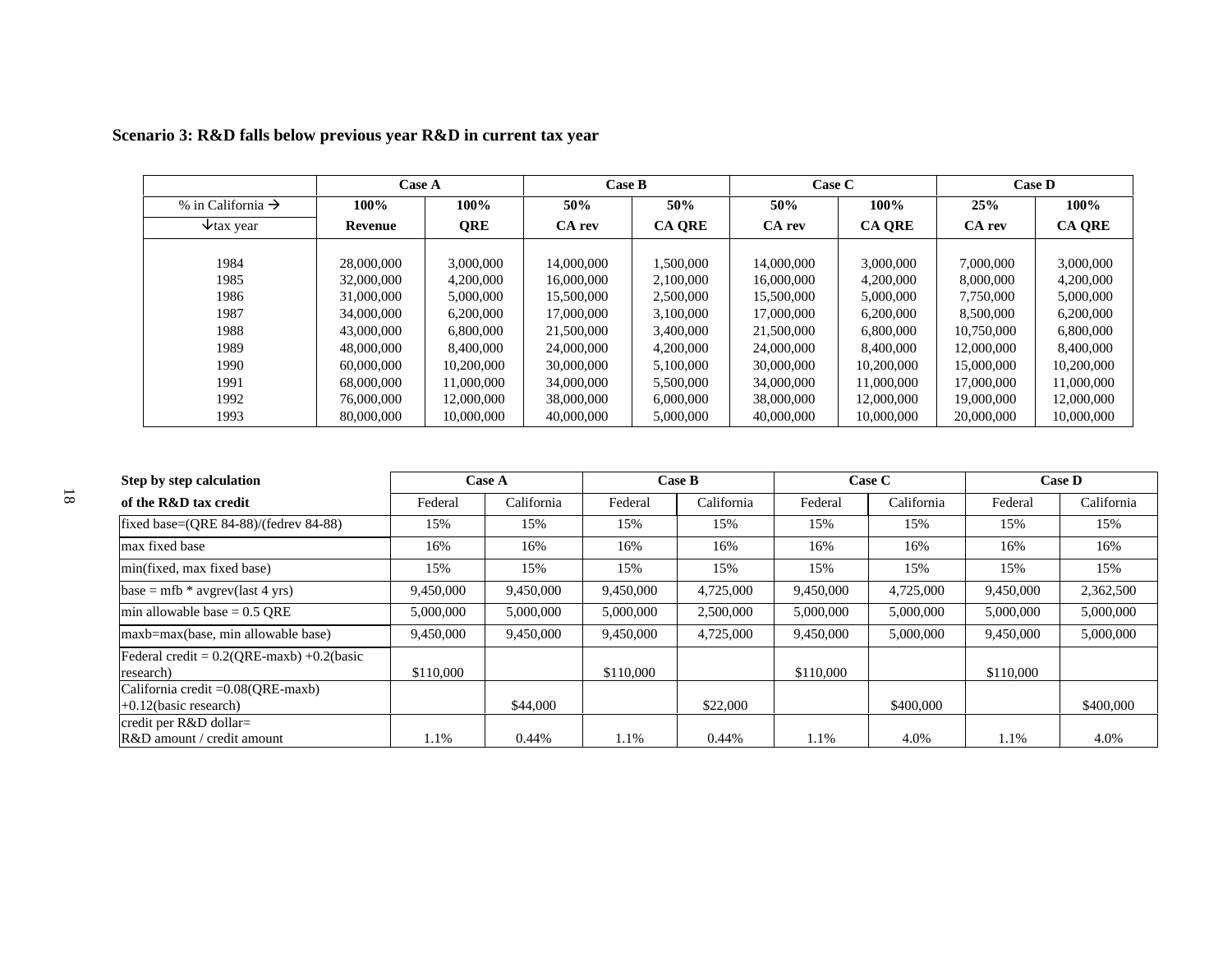**Scenario 3: R&D falls below previous year R&D in current tax year**

| | Case A | | Case B | | Case C | | Case D | |
|---|---|---|---|---|---|---|---|---|
| % in California → | **100%** | **100%** | **50%** | **50%** | **50%** | **100%** | **25%** | **100%** |
| ↓tax year | **Revenue** | **QRE** | **CA rev** | **CA QRE** | **CA rev** | **CA QRE** | **CA rev** | **CA QRE** |
| 1984 | 28,000,000 | 3,000,000 | 14,000,000 | 1,500,000 | 14,000,000 | 3,000,000 | 7,000,000 | 3,000,000 |
| 1985 | 32,000,000 | 4,200,000 | 16,000,000 | 2,100,000 | 16,000,000 | 4,200,000 | 8,000,000 | 4,200,000 |
| 1986 | 31,000,000 | 5,000,000 | 15,500,000 | 2,500,000 | 15,500,000 | 5,000,000 | 7,750,000 | 5,000,000 |
| 1987 | 34,000,000 | 6,200,000 | 17,000,000 | 3,100,000 | 17,000,000 | 6,200,000 | 8,500,000 | 6,200,000 |
| 1988 | 43,000,000 | 6,800,000 | 21,500,000 | 3,400,000 | 21,500,000 | 6,800,000 | 10,750,000 | 6,800,000 |
| 1989 | 48,000,000 | 8,400,000 | 24,000,000 | 4,200,000 | 24,000,000 | 8,400,000 | 12,000,000 | 8,400,000 |
| 1990 | 60,000,000 | 10,200,000 | 30,000,000 | 5,100,000 | 30,000,000 | 10,200,000 | 15,000,000 | 10,200,000 |
| 1991 | 68,000,000 | 11,000,000 | 34,000,000 | 5,500,000 | 34,000,000 | 11,000,000 | 17,000,000 | 11,000,000 |
| 1992 | 76,000,000 | 12,000,000 | 38,000,000 | 6,000,000 | 38,000,000 | 12,000,000 | 19,000,000 | 12,000,000 |
| 1993 | 80,000,000 | 10,000,000 | 40,000,000 | 5,000,000 | 40,000,000 | 10,000,000 | 20,000,000 | 10,000,000 |

| **Step by step calculation** | Case A | | Case B | | Case C | | Case D | |
|---|---|---|---|---|---|---|---|---|
| **of the R&D tax credit** | Federal | California | Federal | California | Federal | California | Federal | California |
| fixed base=(QRE 84-88)/(fedrev 84-88) | 15% | 15% | 15% | 15% | 15% | 15% | 15% | 15% |
| max fixed base | 16% | 16% | 16% | 16% | 16% | 16% | 16% | 16% |
| min(fixed, max fixed base) | 15% | 15% | 15% | 15% | 15% | 15% | 15% | 15% |
| base = mfb * avgrev(last 4 yrs) | 9,450,000 | 9,450,000 | 9,450,000 | 4,725,000 | 9,450,000 | 4,725,000 | 9,450,000 | 2,362,500 |
| min allowable base = 0.5 QRE | 5,000,000 | 5,000,000 | 5,000,000 | 2,500,000 | 5,000,000 | 5,000,000 | 5,000,000 | 5,000,000 |
| maxb=max(base, min allowable base) | 9,450,000 | 9,450,000 | 9,450,000 | 4,725,000 | 9,450,000 | 5,000,000 | 9,450,000 | 5,000,000 |
| Federal credit = 0.2(QRE-maxb) +0.2(basic research) | $110,000 | | $110,000 | | $110,000 | | $110,000 | |
| California credit =0.08(QRE-maxb) +0.12(basic research) | | $44,000 | | $22,000 | | $400,000 | | $400,000 |
| credit per R&D dollar= R&D amount / credit amount | 1.1% | 0.44% | 1.1% | 0.44% | 1.1% | 4.0% | 1.1% | 4.0% |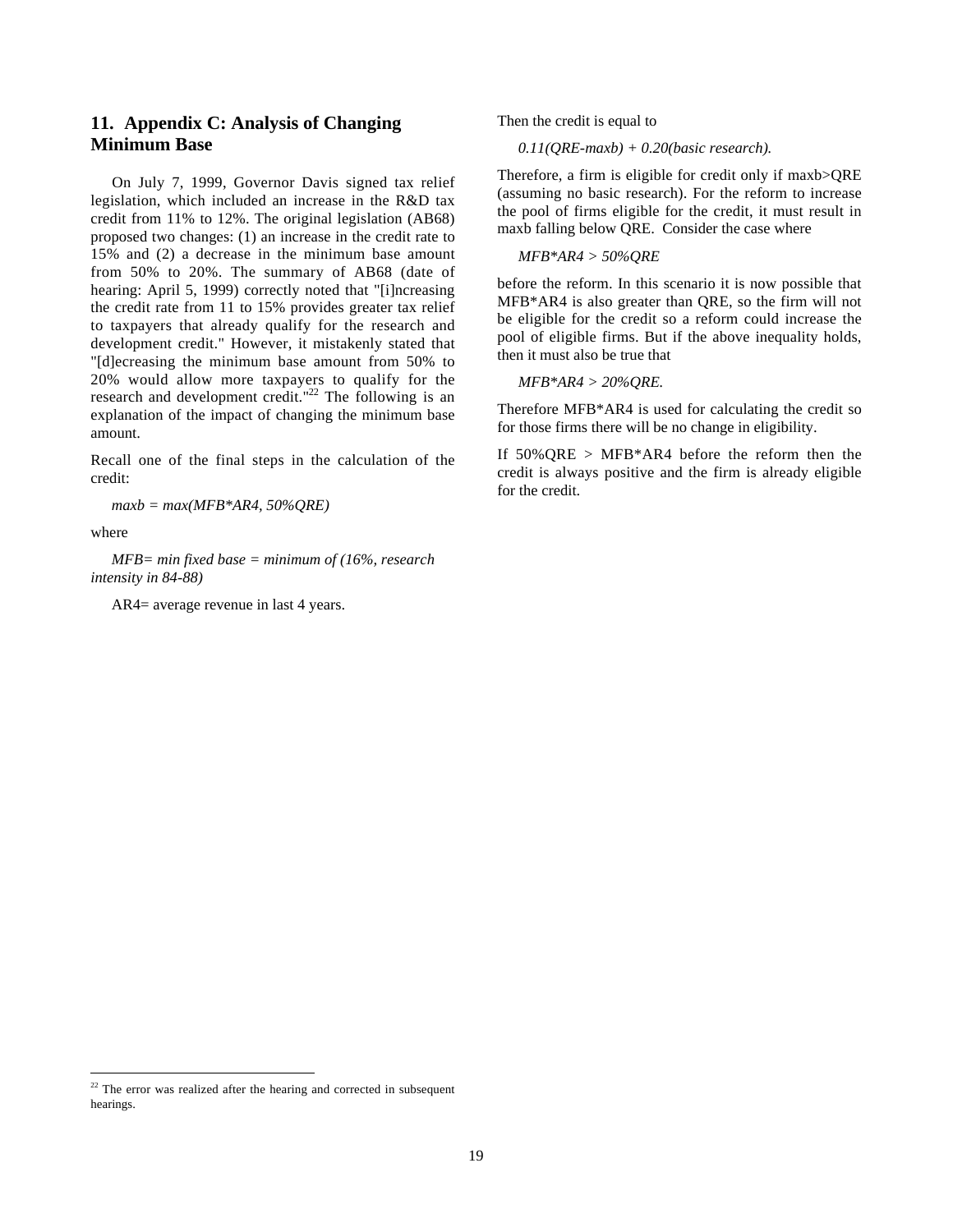## 11. Appendix C: Analysis of Changing Minimum Base

On July 7, 1999, Governor Davis signed tax relief legislation, which included an increase in the R&D tax credit from 11% to 12%. The original legislation (AB68) proposed two changes: (1) an increase in the credit rate to 15% and (2) a decrease in the minimum base amount from 50% to 20%. The summary of AB68 (date of hearing: April 5, 1999) correctly noted that "[i]ncreasing the credit rate from 11 to 15% provides greater tax relief to taxpayers that already qualify for the research and development credit." However, it mistakenly stated that "[d]ecreasing the minimum base amount from 50% to 20% would allow more taxpayers to qualify for the research and development credit."[22] The following is an explanation of the impact of changing the minimum base amount.

Recall one of the final steps in the calculation of the credit:

$$maxb = \max(MFB*AR4,\ 50\%QRE)$$

where

*MFB= min fixed base = minimum of (16%, research intensity in 84-88)*

AR4= average revenue in last 4 years.

Then the credit is equal to

$$0.11(QRE-maxb) + 0.20(\text{basic research}).$$

Therefore, a firm is eligible for credit only if maxb>QRE (assuming no basic research). For the reform to increase the pool of firms eligible for the credit, it must result in maxb falling below QRE. Consider the case where

$$MFB*AR4 > 50\%QRE$$

before the reform. In this scenario it is now possible that MFB*AR4 is also greater than QRE, so the firm will not be eligible for the credit so a reform could increase the pool of eligible firms. But if the above inequality holds, then it must also be true that

$$MFB*AR4 > 20\%QRE.$$

Therefore MFB*AR4 is used for calculating the credit so for those firms there will be no change in eligibility.

If 50%QRE > MFB*AR4 before the reform then the credit is always positive and the firm is already eligible for the credit.

---

[22] The error was realized after the hearing and corrected in subsequent hearings.